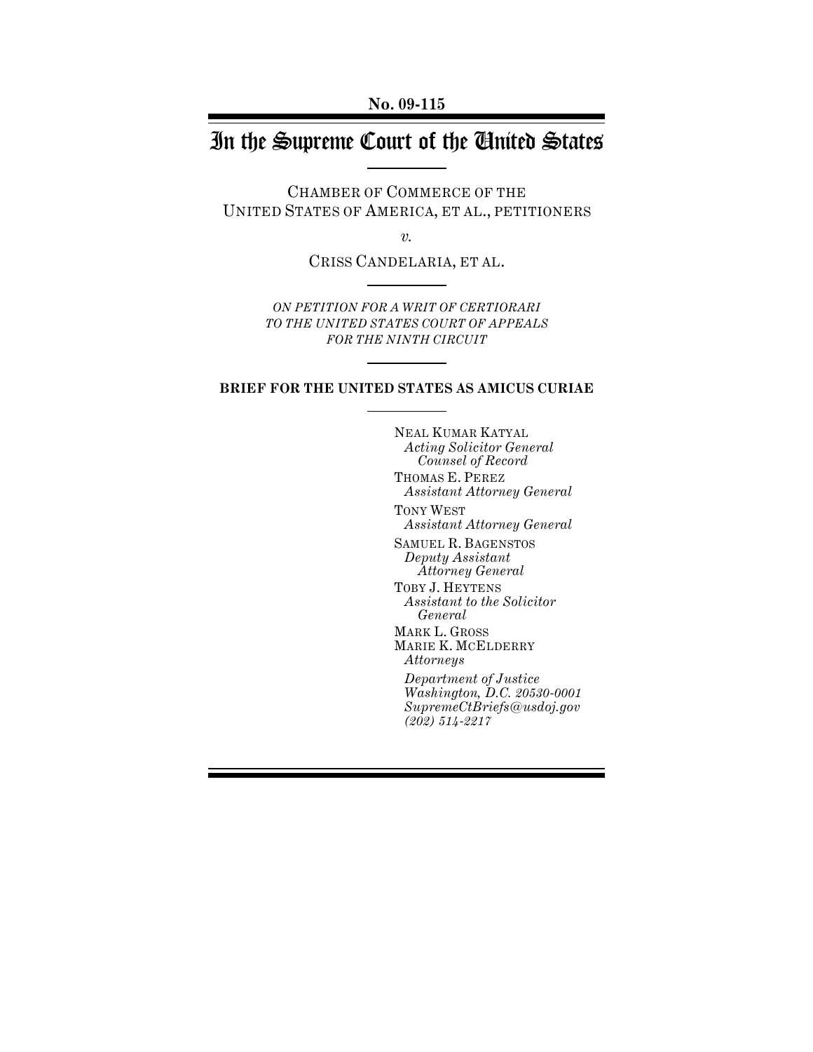**No. 09-115**

# In the Supreme Court of the United States

CHAMBER OF COMMERCE OF THE UNITED STATES OF AMERICA, ET AL., PETITIONERS

*v.*

CRISS CANDELARIA, ET AL.

*ON PETITION FOR A WRIT OF CERTIORARI TO THE UNITED STATES COURT OF APPEALS FOR THE NINTH CIRCUIT*

**BRIEF FOR THE UNITED STATES AS AMICUS CURIAE**

NEAL KUMAR KATYAL
*Acting Solicitor General*
*Counsel of Record*

THOMAS E. PEREZ
*Assistant Attorney General*

TONY WEST
*Assistant Attorney General*

SAMUEL R. BAGENSTOS
*Deputy Assistant Attorney General*

TOBY J. HEYTENS
*Assistant to the Solicitor General*

MARK L. GROSS
MARIE K. MCELDERRY
*Attorneys*

*Department of Justice*
*Washington, D.C. 20530-0001*
*SupremeCtBriefs@usdoj.gov*
*(202) 514-2217*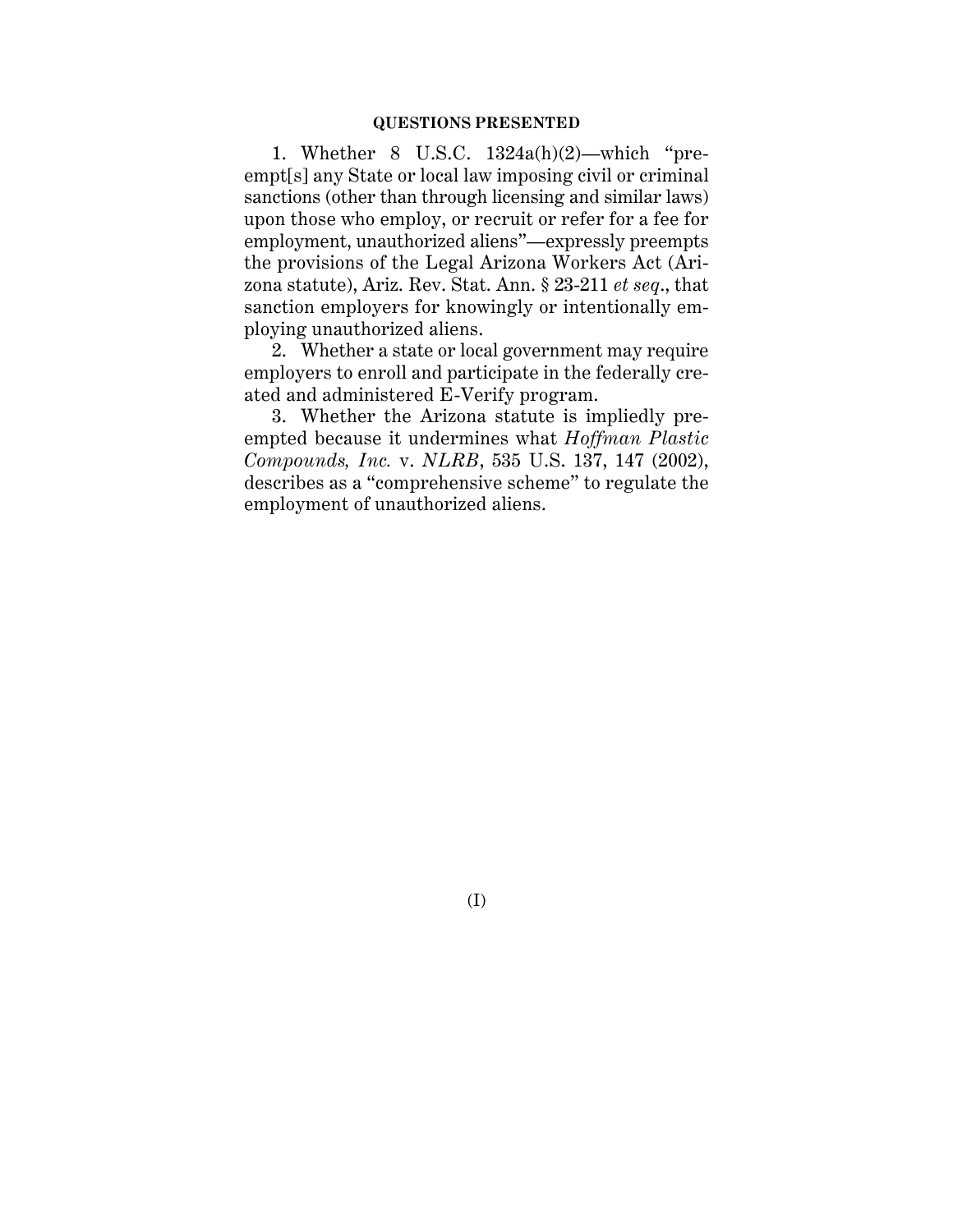## QUESTIONS PRESENTED

1. Whether 8 U.S.C. 1324a(h)(2)—which "preempt[s] any State or local law imposing civil or criminal sanctions (other than through licensing and similar laws) upon those who employ, or recruit or refer for a fee for employment, unauthorized aliens"—expressly preempts the provisions of the Legal Arizona Workers Act (Arizona statute), Ariz. Rev. Stat. Ann. § 23-211 *et seq*., that sanction employers for knowingly or intentionally employing unauthorized aliens.

2. Whether a state or local government may require employers to enroll and participate in the federally created and administered E-Verify program.

3. Whether the Arizona statute is impliedly preempted because it undermines what *Hoffman Plastic Compounds, Inc.* v. *NLRB*, 535 U.S. 137, 147 (2002), describes as a "comprehensive scheme" to regulate the employment of unauthorized aliens.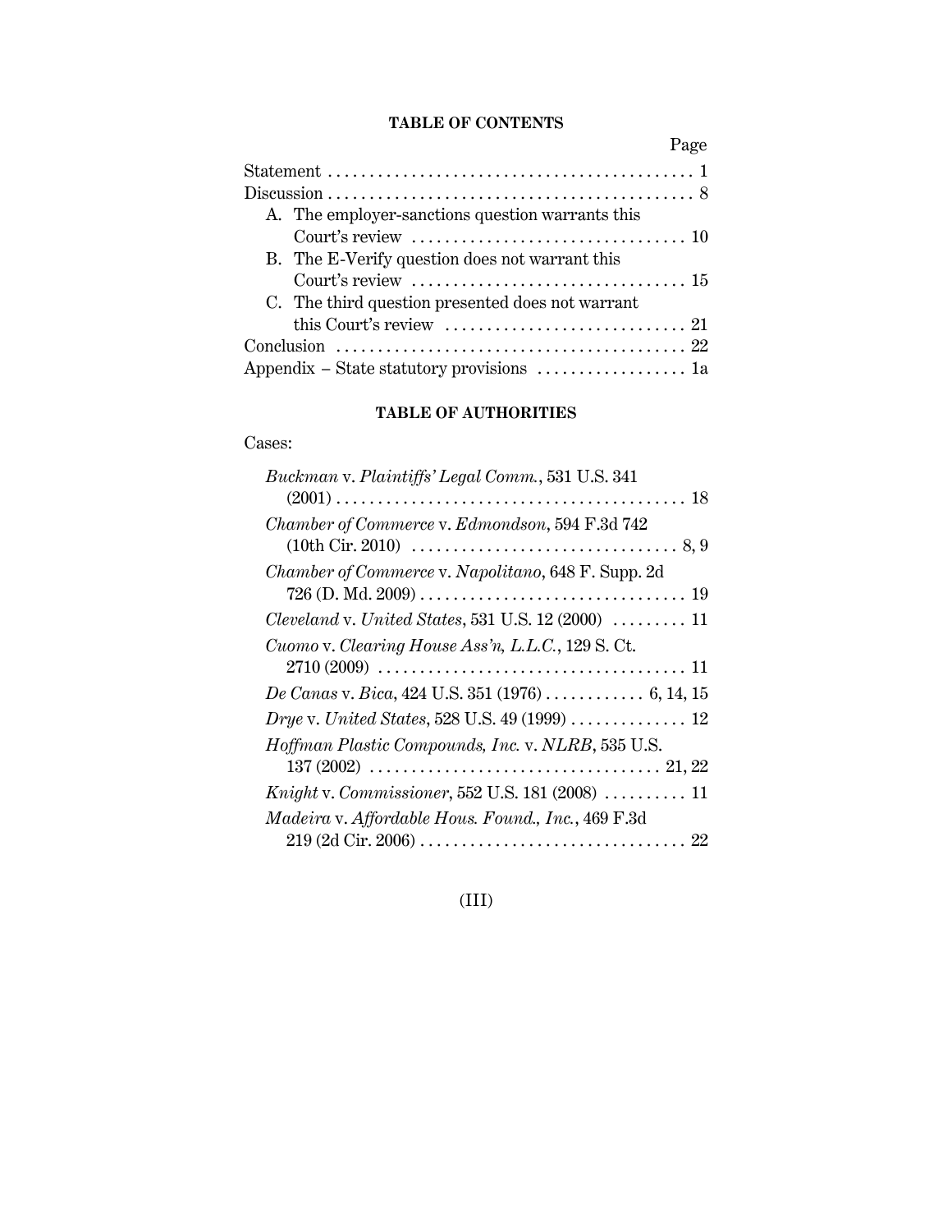## TABLE OF CONTENTS

| | Page |
|---|---|
| Statement | 1 |
| Discussion | 8 |
| A. The employer-sanctions question warrants this Court's review | 10 |
| B. The E-Verify question does not warrant this Court's review | 15 |
| C. The third question presented does not warrant this Court's review | 21 |
| Conclusion | 22 |
| Appendix – State statutory provisions | 1a |

## TABLE OF AUTHORITIES

Cases:

*Buckman* v. *Plaintiffs' Legal Comm.*, 531 U.S. 341 (2001) . . . . . 18

*Chamber of Commerce* v. *Edmondson*, 594 F.3d 742 (10th Cir. 2010) . . . . . 8, 9

*Chamber of Commerce* v. *Napolitano*, 648 F. Supp. 2d 726 (D. Md. 2009) . . . . . 19

*Cleveland* v. *United States*, 531 U.S. 12 (2000) . . . . . 11

*Cuomo* v. *Clearing House Ass'n, L.L.C.*, 129 S. Ct. 2710 (2009) . . . . . 11

*De Canas* v. *Bica*, 424 U.S. 351 (1976) . . . . . 6, 14, 15

*Drye* v. *United States*, 528 U.S. 49 (1999) . . . . . 12

*Hoffman Plastic Compounds, Inc.* v. *NLRB*, 535 U.S. 137 (2002) . . . . . 21, 22

*Knight* v. *Commissioner*, 552 U.S. 181 (2008) . . . . . 11

*Madeira* v. *Affordable Hous. Found., Inc.*, 469 F.3d 219 (2d Cir. 2006) . . . . . 22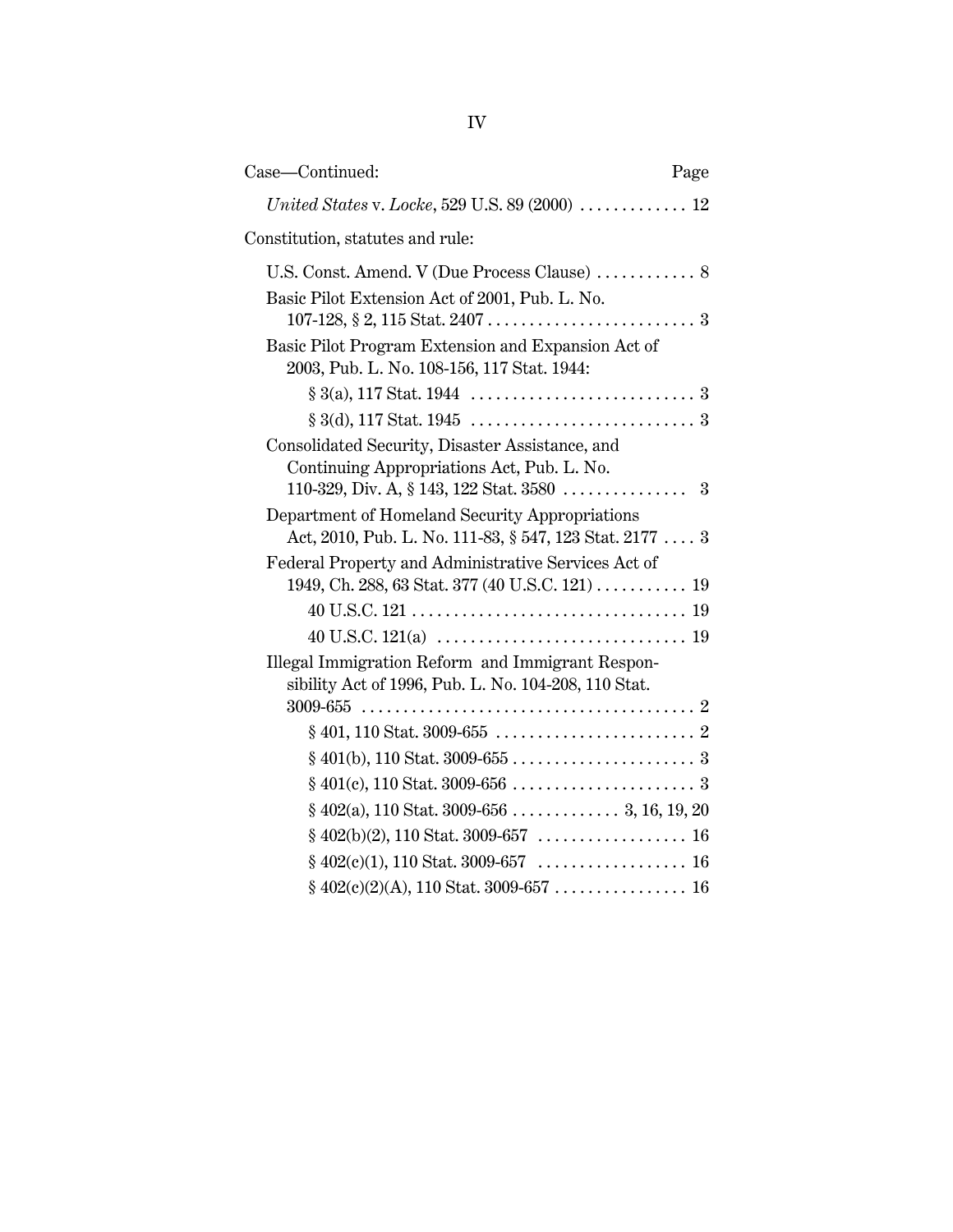| Case—Continued: | Page |
|---|---|
| *United States* v. *Locke*, 529 U.S. 89 (2000) | 12 |

| Constitution, statutes and rule: | |
|---|---|
| U.S. Const. Amend. V (Due Process Clause) | 8 |
| Basic Pilot Extension Act of 2001, Pub. L. No. 107-128, § 2, 115 Stat. 2407 | 3 |
| Basic Pilot Program Extension and Expansion Act of 2003, Pub. L. No. 108-156, 117 Stat. 1944: | |
| § 3(a), 117 Stat. 1944 | 3 |
| § 3(d), 117 Stat. 1945 | 3 |
| Consolidated Security, Disaster Assistance, and Continuing Appropriations Act, Pub. L. No. 110-329, Div. A, § 143, 122 Stat. 3580 | 3 |
| Department of Homeland Security Appropriations Act, 2010, Pub. L. No. 111-83, § 547, 123 Stat. 2177 | 3 |
| Federal Property and Administrative Services Act of 1949, Ch. 288, 63 Stat. 377 (40 U.S.C. 121) | 19 |
| 40 U.S.C. 121 | 19 |
| 40 U.S.C. 121(a) | 19 |
| Illegal Immigration Reform and Immigrant Responsibility Act of 1996, Pub. L. No. 104-208, 110 Stat. 3009-655 | 2 |
| § 401, 110 Stat. 3009-655 | 2 |
| § 401(b), 110 Stat. 3009-655 | 3 |
| § 401(c), 110 Stat. 3009-656 | 3 |
| § 402(a), 110 Stat. 3009-656 | 3, 16, 19, 20 |
| § 402(b)(2), 110 Stat. 3009-657 | 16 |
| § 402(c)(1), 110 Stat. 3009-657 | 16 |
| § 402(c)(2)(A), 110 Stat. 3009-657 | 16 |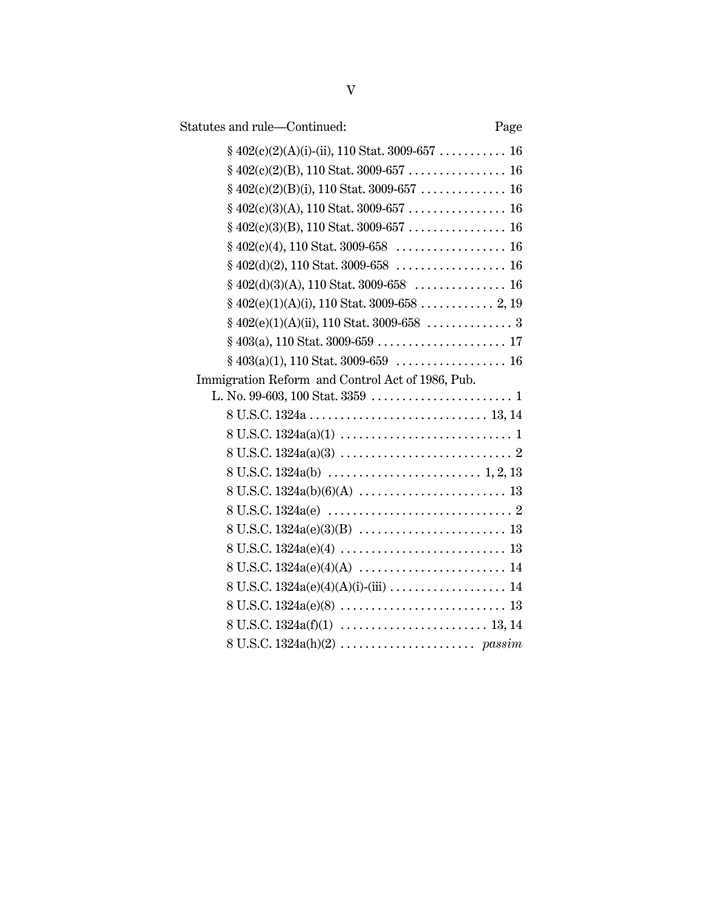Statutes and rule—Continued: Page

§ 402(c)(2)(A)(i)-(ii), 110 Stat. 3009-657 . . . . . . . . . . . 16

§ 402(c)(2)(B), 110 Stat. 3009-657 . . . . . . . . . . . . . . . . 16

§ 402(c)(2)(B)(i), 110 Stat. 3009-657 . . . . . . . . . . . . . . 16

§ 402(c)(3)(A), 110 Stat. 3009-657 . . . . . . . . . . . . . . . . 16

§ 402(c)(3)(B), 110 Stat. 3009-657 . . . . . . . . . . . . . . . . 16

§ 402(c)(4), 110 Stat. 3009-658 . . . . . . . . . . . . . . . . . . 16

§ 402(d)(2), 110 Stat. 3009-658 . . . . . . . . . . . . . . . . . . 16

§ 402(d)(3)(A), 110 Stat. 3009-658 . . . . . . . . . . . . . . . 16

§ 402(e)(1)(A)(i), 110 Stat. 3009-658 . . . . . . . . . . . . 2, 19

§ 402(e)(1)(A)(ii), 110 Stat. 3009-658 . . . . . . . . . . . . . . 3

§ 403(a), 110 Stat. 3009-659 . . . . . . . . . . . . . . . . . . . . . 17

§ 403(a)(1), 110 Stat. 3009-659 . . . . . . . . . . . . . . . . . . 16

Immigration Reform and Control Act of 1986, Pub. L. No. 99-603, 100 Stat. 3359 . . . . . . . . . . . . . . . . . . . . . . . 1

8 U.S.C. 1324a . . . . . . . . . . . . . . . . . . . . . . . . . . . . . 13, 14

8 U.S.C. 1324a(a)(1) . . . . . . . . . . . . . . . . . . . . . . . . . . . . 1

8 U.S.C. 1324a(a)(3) . . . . . . . . . . . . . . . . . . . . . . . . . . . . 2

8 U.S.C. 1324a(b) . . . . . . . . . . . . . . . . . . . . . . . . . 1, 2, 13

8 U.S.C. 1324a(b)(6)(A) . . . . . . . . . . . . . . . . . . . . . . . . 13

8 U.S.C. 1324a(e) . . . . . . . . . . . . . . . . . . . . . . . . . . . . . . 2

8 U.S.C. 1324a(e)(3)(B) . . . . . . . . . . . . . . . . . . . . . . . . 13

8 U.S.C. 1324a(e)(4) . . . . . . . . . . . . . . . . . . . . . . . . . . . 13

8 U.S.C. 1324a(e)(4)(A) . . . . . . . . . . . . . . . . . . . . . . . . 14

8 U.S.C. 1324a(e)(4)(A)(i)-(iii) . . . . . . . . . . . . . . . . . . . 14

8 U.S.C. 1324a(e)(8) . . . . . . . . . . . . . . . . . . . . . . . . . . . 13

8 U.S.C. 1324a(f)(1) . . . . . . . . . . . . . . . . . . . . . . . . 13, 14

8 U.S.C. 1324a(h)(2) . . . . . . . . . . . . . . . . . . . . . . *passim*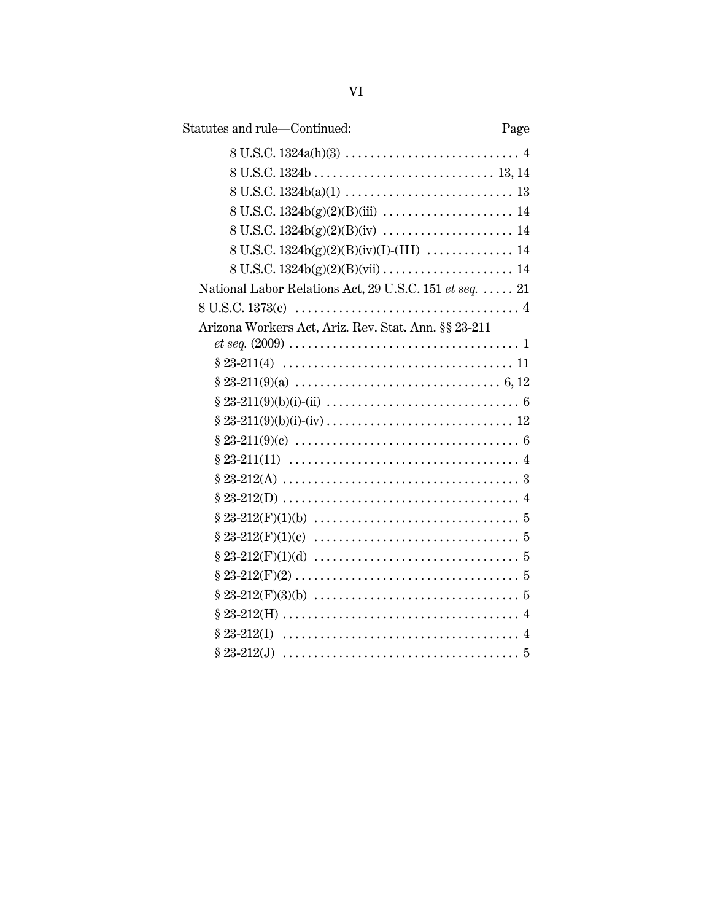Statutes and rule—Continued: Page

8 U.S.C. 1324a(h)(3) . . . . . . . . . . . . . . . . . . . . . . . . . . . . 4

8 U.S.C. 1324b . . . . . . . . . . . . . . . . . . . . . . . . . . . . 13, 14

8 U.S.C. 1324b(a)(1) . . . . . . . . . . . . . . . . . . . . . . . . . . 13

8 U.S.C. 1324b(g)(2)(B)(iii) . . . . . . . . . . . . . . . . . . . . . 14

8 U.S.C. 1324b(g)(2)(B)(iv) . . . . . . . . . . . . . . . . . . . . . 14

8 U.S.C. 1324b(g)(2)(B)(iv)(I)-(III) . . . . . . . . . . . . . . 14

8 U.S.C. 1324b(g)(2)(B)(vii) . . . . . . . . . . . . . . . . . . . . 14

National Labor Relations Act, 29 U.S.C. 151 *et seq.* . . . . . . 21

8 U.S.C. 1373(c) . . . . . . . . . . . . . . . . . . . . . . . . . . . . . . . . . 4

Arizona Workers Act, Ariz. Rev. Stat. Ann. §§ 23-211 *et seq.* (2009) . . . . . . . . . . . . . . . . . . . . . . . . . . . . . . . . . . . 1

§ 23-211(4) . . . . . . . . . . . . . . . . . . . . . . . . . . . . . . . . . . . 11

§ 23-211(9)(a) . . . . . . . . . . . . . . . . . . . . . . . . . . . . . . . 6, 12

§ 23-211(9)(b)(i)-(ii) . . . . . . . . . . . . . . . . . . . . . . . . . . . . 6

§ 23-211(9)(b)(i)-(iv) . . . . . . . . . . . . . . . . . . . . . . . . . . . 12

§ 23-211(9)(c) . . . . . . . . . . . . . . . . . . . . . . . . . . . . . . . . . . 6

§ 23-211(11) . . . . . . . . . . . . . . . . . . . . . . . . . . . . . . . . . . . 4

§ 23-212(A) . . . . . . . . . . . . . . . . . . . . . . . . . . . . . . . . . . . . 3

§ 23-212(D) . . . . . . . . . . . . . . . . . . . . . . . . . . . . . . . . . . . . 4

§ 23-212(F)(1)(b) . . . . . . . . . . . . . . . . . . . . . . . . . . . . . . . 5

§ 23-212(F)(1)(c) . . . . . . . . . . . . . . . . . . . . . . . . . . . . . . . 5

§ 23-212(F)(1)(d) . . . . . . . . . . . . . . . . . . . . . . . . . . . . . . . 5

§ 23-212(F)(2) . . . . . . . . . . . . . . . . . . . . . . . . . . . . . . . . . . 5

§ 23-212(F)(3)(b) . . . . . . . . . . . . . . . . . . . . . . . . . . . . . . . 5

§ 23-212(H) . . . . . . . . . . . . . . . . . . . . . . . . . . . . . . . . . . . . 4

§ 23-212(I) . . . . . . . . . . . . . . . . . . . . . . . . . . . . . . . . . . . . 4

§ 23-212(J) . . . . . . . . . . . . . . . . . . . . . . . . . . . . . . . . . . . . 5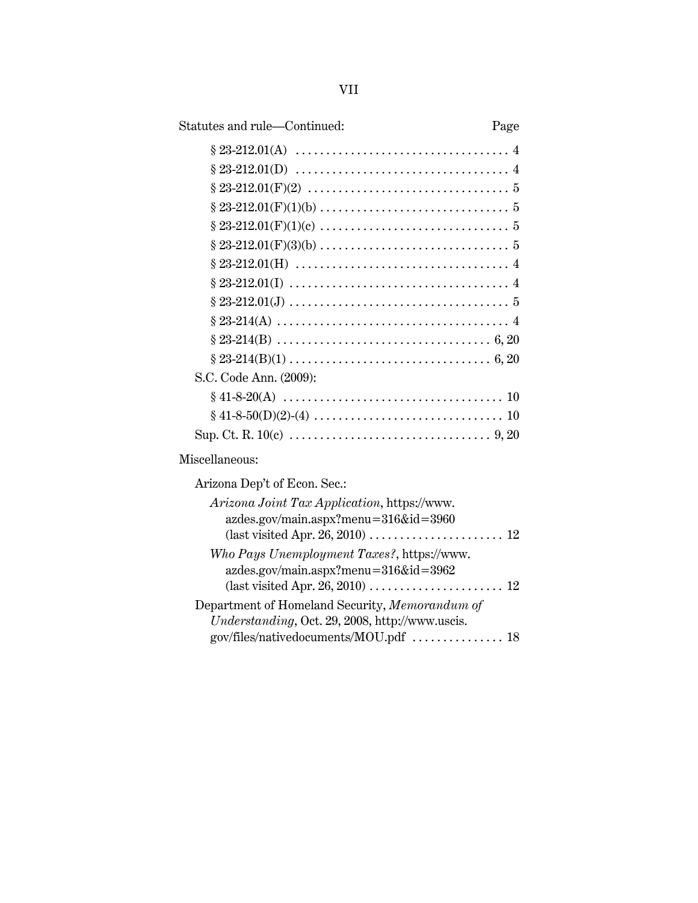Statutes and rule—Continued: Page

§ 23-212.01(A) . . . . . . . . . . . . . . . . . . . . . . . . . . . . . . . . . . . 4

§ 23-212.01(D) . . . . . . . . . . . . . . . . . . . . . . . . . . . . . . . . . . . 4

§ 23-212.01(F)(2) . . . . . . . . . . . . . . . . . . . . . . . . . . . . . . . . 5

§ 23-212.01(F)(1)(b) . . . . . . . . . . . . . . . . . . . . . . . . . . . . . . . 5

§ 23-212.01(F)(1)(c) . . . . . . . . . . . . . . . . . . . . . . . . . . . . . . . 5

§ 23-212.01(F)(3)(b) . . . . . . . . . . . . . . . . . . . . . . . . . . . . . . . 5

§ 23-212.01(H) . . . . . . . . . . . . . . . . . . . . . . . . . . . . . . . . . . . 4

§ 23-212.01(I) . . . . . . . . . . . . . . . . . . . . . . . . . . . . . . . . . . . . 4

§ 23-212.01(J) . . . . . . . . . . . . . . . . . . . . . . . . . . . . . . . . . . . . 5

§ 23-214(A) . . . . . . . . . . . . . . . . . . . . . . . . . . . . . . . . . . . . . . 4

§ 23-214(B) . . . . . . . . . . . . . . . . . . . . . . . . . . . . . . . . . . . 6, 20

§ 23-214(B)(1) . . . . . . . . . . . . . . . . . . . . . . . . . . . . . . . . . 6, 20

S.C. Code Ann. (2009):

§ 41-8-20(A) . . . . . . . . . . . . . . . . . . . . . . . . . . . . . . . . . . . . 10

§ 41-8-50(D)(2)-(4) . . . . . . . . . . . . . . . . . . . . . . . . . . . . . . . 10

Sup. Ct. R. 10(c) . . . . . . . . . . . . . . . . . . . . . . . . . . . . . . . . . 9, 20

Miscellaneous:

Arizona Dep't of Econ. Sec.:

*Arizona Joint Tax Application*, https://www.azdes.gov/main.aspx?menu=316&id=3960 (last visited Apr. 26, 2010) . . . . . . . . . . . . . . . . . . . . . . 12

*Who Pays Unemployment Taxes?*, https://www.azdes.gov/main.aspx?menu=316&id=3962 (last visited Apr. 26, 2010) . . . . . . . . . . . . . . . . . . . . . . 12

Department of Homeland Security, *Memorandum of Understanding*, Oct. 29, 2008, http://www.uscis.gov/files/nativedocuments/MOU.pdf . . . . . . . . . . . . . . . 18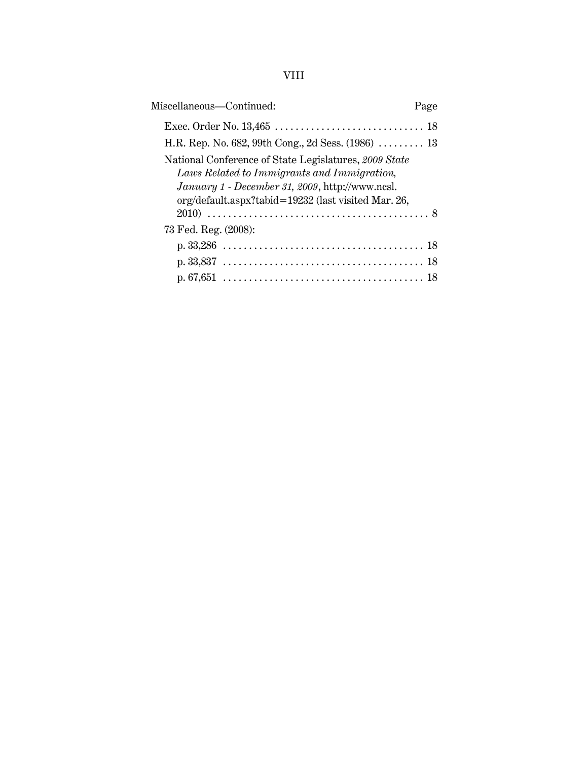| Miscellaneous—Continued: | Page |
|---|---|
| Exec. Order No. 13,465 | 18 |
| H.R. Rep. No. 682, 99th Cong., 2d Sess. (1986) | 13 |
| National Conference of State Legislatures, *2009 State Laws Related to Immigrants and Immigration, January 1 - December 31, 2009*, http://www.ncsl.org/default.aspx?tabid=19232 (last visited Mar. 26, 2010) | 8 |
| 73 Fed. Reg. (2008): | |
| p. 33,286 | 18 |
| p. 33,837 | 18 |
| p. 67,651 | 18 |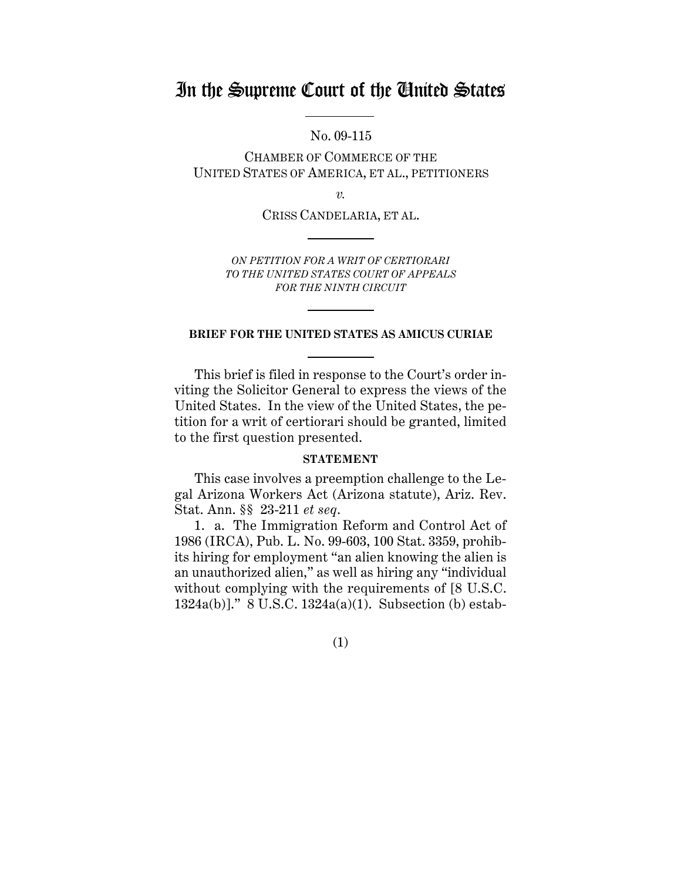# In the Supreme Court of the United States

No. 09-115

CHAMBER OF COMMERCE OF THE UNITED STATES OF AMERICA, ET AL., PETITIONERS

*v.*

CRISS CANDELARIA, ET AL.

*ON PETITION FOR A WRIT OF CERTIORARI TO THE UNITED STATES COURT OF APPEALS FOR THE NINTH CIRCUIT*

**BRIEF FOR THE UNITED STATES AS AMICUS CURIAE**

This brief is filed in response to the Court's order inviting the Solicitor General to express the views of the United States. In the view of the United States, the petition for a writ of certiorari should be granted, limited to the first question presented.

**STATEMENT**

This case involves a preemption challenge to the Legal Arizona Workers Act (Arizona statute), Ariz. Rev. Stat. Ann. §§ 23-211 *et seq*.

1. a. The Immigration Reform and Control Act of 1986 (IRCA), Pub. L. No. 99-603, 100 Stat. 3359, prohibits hiring for employment "an alien knowing the alien is an unauthorized alien," as well as hiring any "individual without complying with the requirements of [8 U.S.C. 1324a(b)]." 8 U.S.C. 1324a(a)(1). Subsection (b) estab-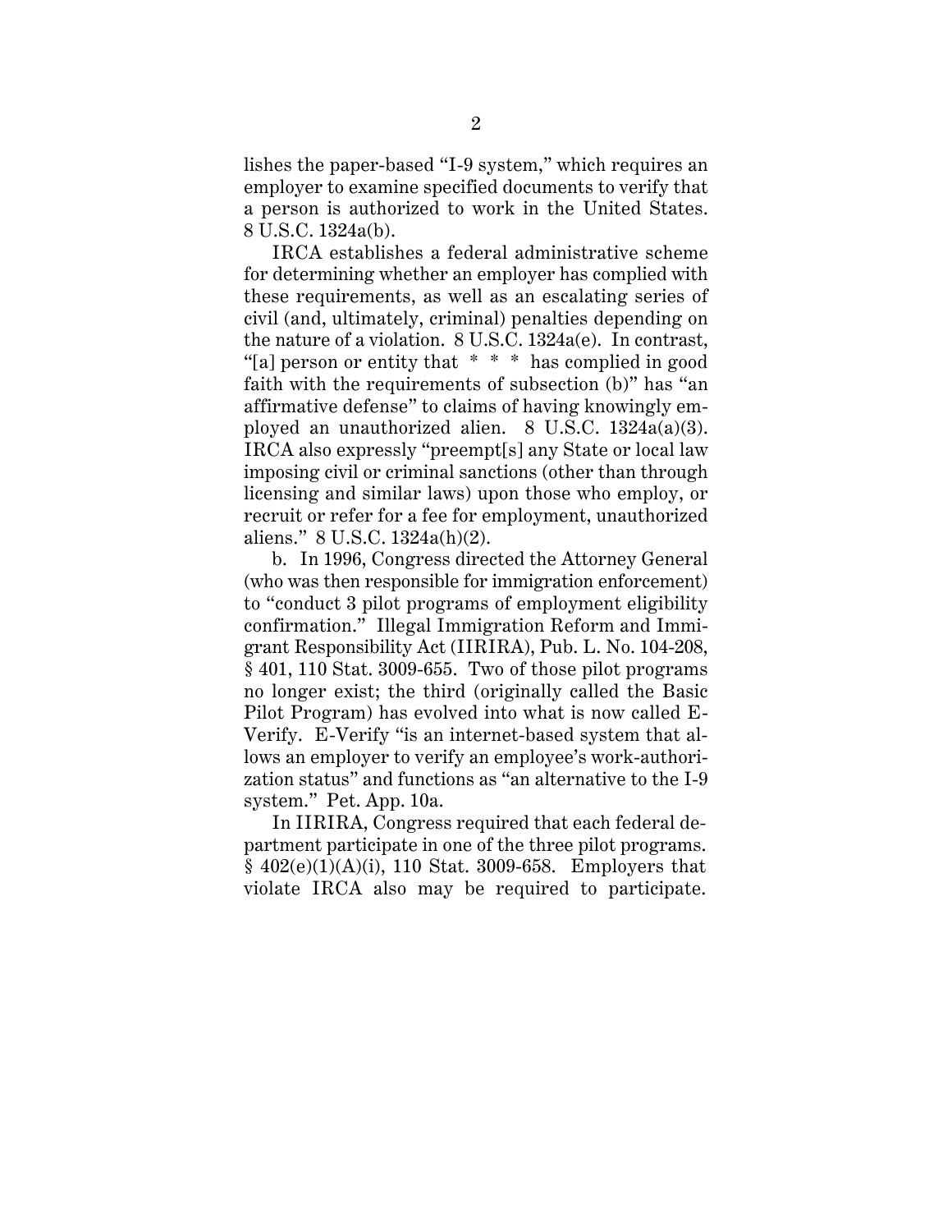lishes the paper-based "I-9 system," which requires an employer to examine specified documents to verify that a person is authorized to work in the United States. 8 U.S.C. 1324a(b).

IRCA establishes a federal administrative scheme for determining whether an employer has complied with these requirements, as well as an escalating series of civil (and, ultimately, criminal) penalties depending on the nature of a violation. 8 U.S.C. 1324a(e). In contrast, "[a] person or entity that * * * has complied in good faith with the requirements of subsection (b)" has "an affirmative defense" to claims of having knowingly employed an unauthorized alien. 8 U.S.C. 1324a(a)(3). IRCA also expressly "preempt[s] any State or local law imposing civil or criminal sanctions (other than through licensing and similar laws) upon those who employ, or recruit or refer for a fee for employment, unauthorized aliens." 8 U.S.C. 1324a(h)(2).

b. In 1996, Congress directed the Attorney General (who was then responsible for immigration enforcement) to "conduct 3 pilot programs of employment eligibility confirmation." Illegal Immigration Reform and Immigrant Responsibility Act (IIRIRA), Pub. L. No. 104-208, § 401, 110 Stat. 3009-655. Two of those pilot programs no longer exist; the third (originally called the Basic Pilot Program) has evolved into what is now called E-Verify. E-Verify "is an internet-based system that allows an employer to verify an employee's work-authorization status" and functions as "an alternative to the I-9 system." Pet. App. 10a.

In IIRIRA, Congress required that each federal department participate in one of the three pilot programs. § 402(e)(1)(A)(i), 110 Stat. 3009-658. Employers that violate IRCA also may be required to participate.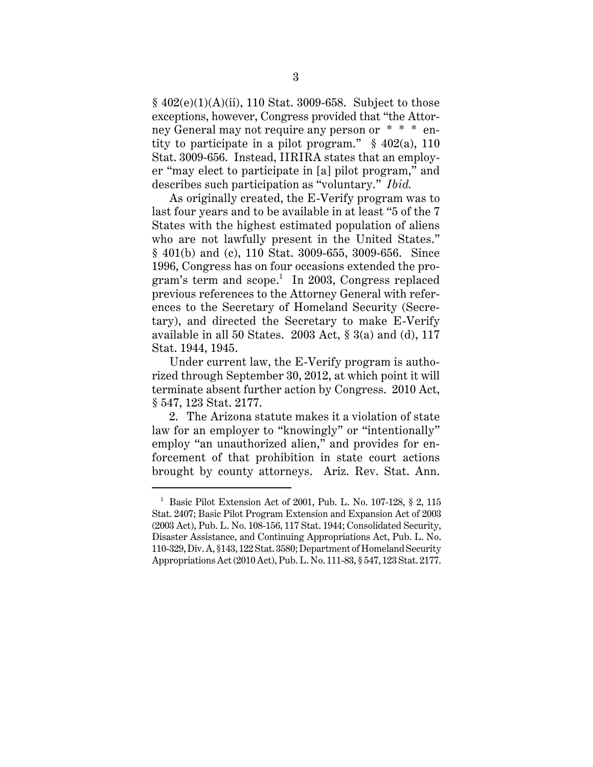§ 402(e)(1)(A)(ii), 110 Stat. 3009-658. Subject to those exceptions, however, Congress provided that "the Attorney General may not require any person or * * * entity to participate in a pilot program." § 402(a), 110 Stat. 3009-656. Instead, IIRIRA states that an employer "may elect to participate in [a] pilot program," and describes such participation as "voluntary." *Ibid.*

As originally created, the E-Verify program was to last four years and to be available in at least "5 of the 7 States with the highest estimated population of aliens who are not lawfully present in the United States." § 401(b) and (c), 110 Stat. 3009-655, 3009-656. Since 1996, Congress has on four occasions extended the program's term and scope.[1] In 2003, Congress replaced previous references to the Attorney General with references to the Secretary of Homeland Security (Secretary), and directed the Secretary to make E-Verify available in all 50 States. 2003 Act, § 3(a) and (d), 117 Stat. 1944, 1945.

Under current law, the E-Verify program is authorized through September 30, 2012, at which point it will terminate absent further action by Congress. 2010 Act, § 547, 123 Stat. 2177.

2. The Arizona statute makes it a violation of state law for an employer to "knowingly" or "intentionally" employ "an unauthorized alien," and provides for enforcement of that prohibition in state court actions brought by county attorneys. Ariz. Rev. Stat. Ann.

---

[1] Basic Pilot Extension Act of 2001, Pub. L. No. 107-128, § 2, 115 Stat. 2407; Basic Pilot Program Extension and Expansion Act of 2003 (2003 Act), Pub. L. No. 108-156, 117 Stat. 1944; Consolidated Security, Disaster Assistance, and Continuing Appropriations Act, Pub. L. No. 110-329, Div. A, §143, 122 Stat. 3580; Department of Homeland Security Appropriations Act (2010 Act), Pub. L. No. 111-83, § 547, 123 Stat. 2177.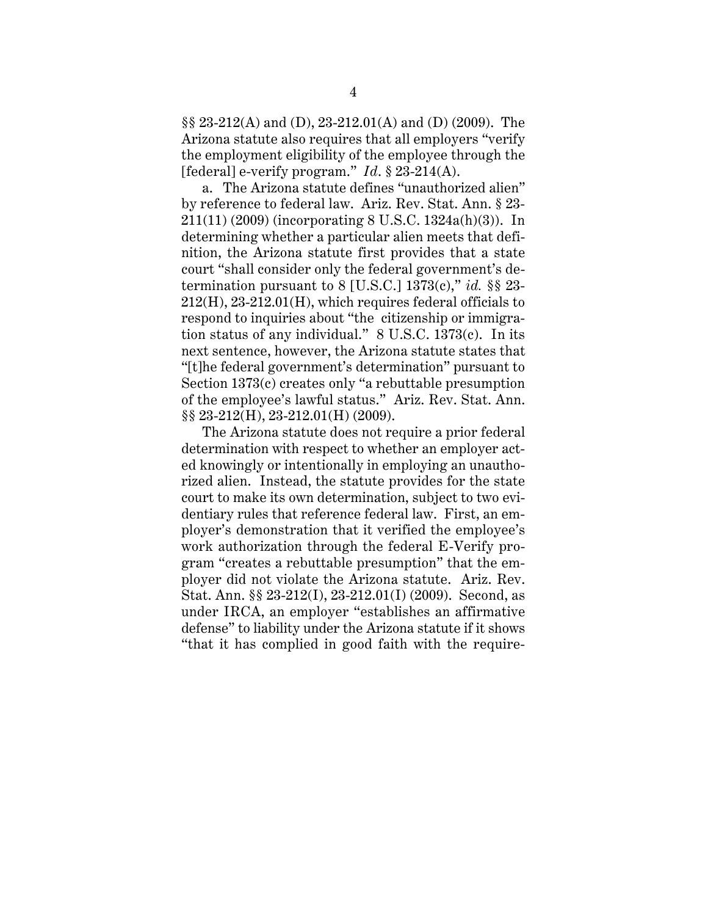§§ 23-212(A) and (D), 23-212.01(A) and (D) (2009). The Arizona statute also requires that all employers "verify the employment eligibility of the employee through the [federal] e-verify program." *Id.* § 23-214(A).

a. The Arizona statute defines "unauthorized alien" by reference to federal law. Ariz. Rev. Stat. Ann. § 23-211(11) (2009) (incorporating 8 U.S.C. 1324a(h)(3)). In determining whether a particular alien meets that definition, the Arizona statute first provides that a state court "shall consider only the federal government's determination pursuant to 8 [U.S.C.] 1373(c)," *id.* §§ 23-212(H), 23-212.01(H), which requires federal officials to respond to inquiries about "the citizenship or immigration status of any individual." 8 U.S.C. 1373(c). In its next sentence, however, the Arizona statute states that "[t]he federal government's determination" pursuant to Section 1373(c) creates only "a rebuttable presumption of the employee's lawful status." Ariz. Rev. Stat. Ann. §§ 23-212(H), 23-212.01(H) (2009).

The Arizona statute does not require a prior federal determination with respect to whether an employer acted knowingly or intentionally in employing an unauthorized alien. Instead, the statute provides for the state court to make its own determination, subject to two evidentiary rules that reference federal law. First, an employer's demonstration that it verified the employee's work authorization through the federal E-Verify program "creates a rebuttable presumption" that the employer did not violate the Arizona statute. Ariz. Rev. Stat. Ann. §§ 23-212(I), 23-212.01(I) (2009). Second, as under IRCA, an employer "establishes an affirmative defense" to liability under the Arizona statute if it shows "that it has complied in good faith with the require-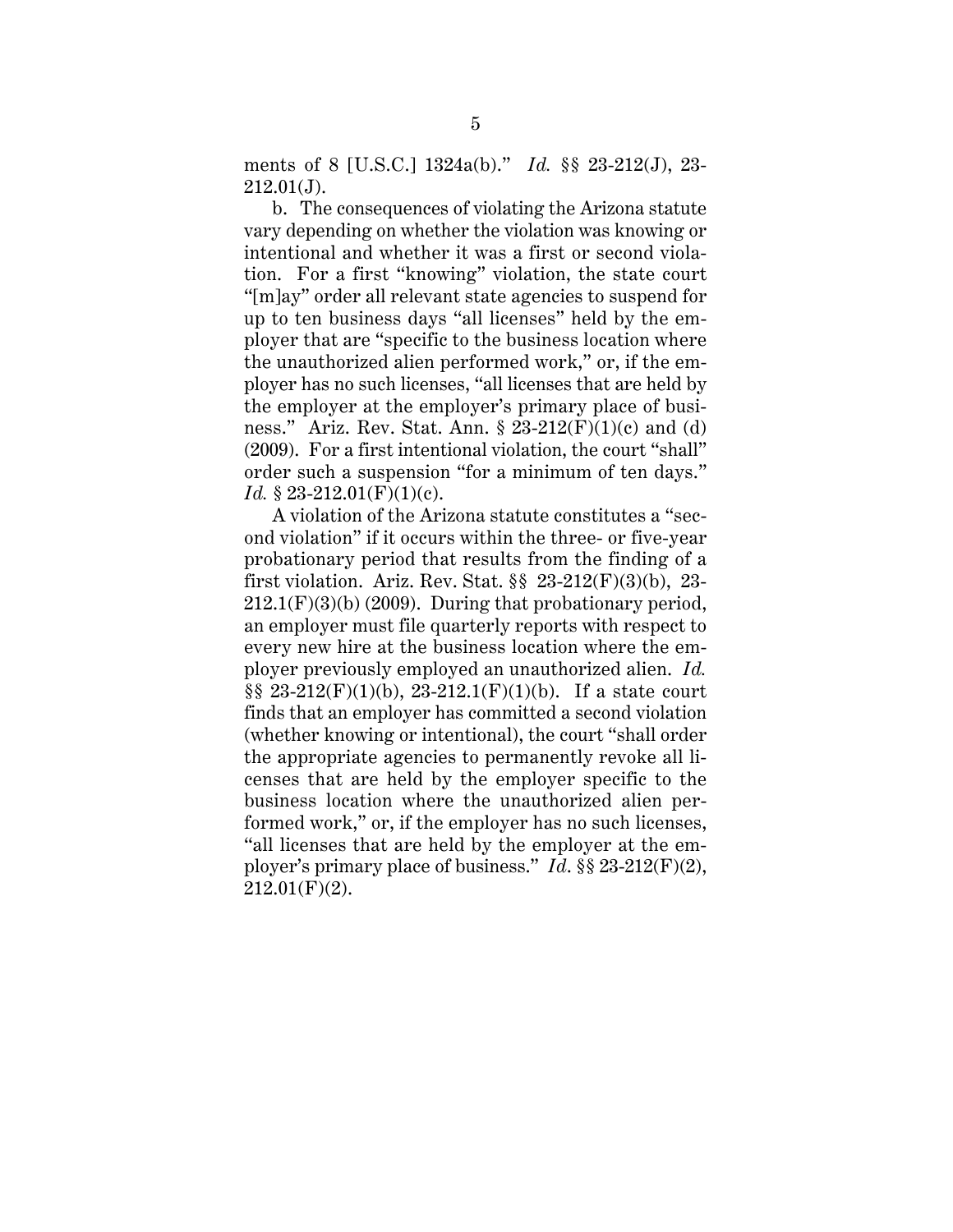ments of 8 [U.S.C.] 1324a(b)." *Id.* §§ 23-212(J), 23-212.01(J).

b. The consequences of violating the Arizona statute vary depending on whether the violation was knowing or intentional and whether it was a first or second violation. For a first "knowing" violation, the state court "[m]ay" order all relevant state agencies to suspend for up to ten business days "all licenses" held by the employer that are "specific to the business location where the unauthorized alien performed work," or, if the employer has no such licenses, "all licenses that are held by the employer at the employer's primary place of business." Ariz. Rev. Stat. Ann. § 23-212(F)(1)(c) and (d) (2009). For a first intentional violation, the court "shall" order such a suspension "for a minimum of ten days." *Id.* § 23-212.01(F)(1)(c).

A violation of the Arizona statute constitutes a "second violation" if it occurs within the three- or five-year probationary period that results from the finding of a first violation. Ariz. Rev. Stat. §§ 23-212(F)(3)(b), 23-212.1(F)(3)(b) (2009). During that probationary period, an employer must file quarterly reports with respect to every new hire at the business location where the employer previously employed an unauthorized alien. *Id.* §§ 23-212(F)(1)(b), 23-212.1(F)(1)(b). If a state court finds that an employer has committed a second violation (whether knowing or intentional), the court "shall order the appropriate agencies to permanently revoke all licenses that are held by the employer specific to the business location where the unauthorized alien performed work," or, if the employer has no such licenses, "all licenses that are held by the employer at the employer's primary place of business." *Id.* §§ 23-212(F)(2), 212.01(F)(2).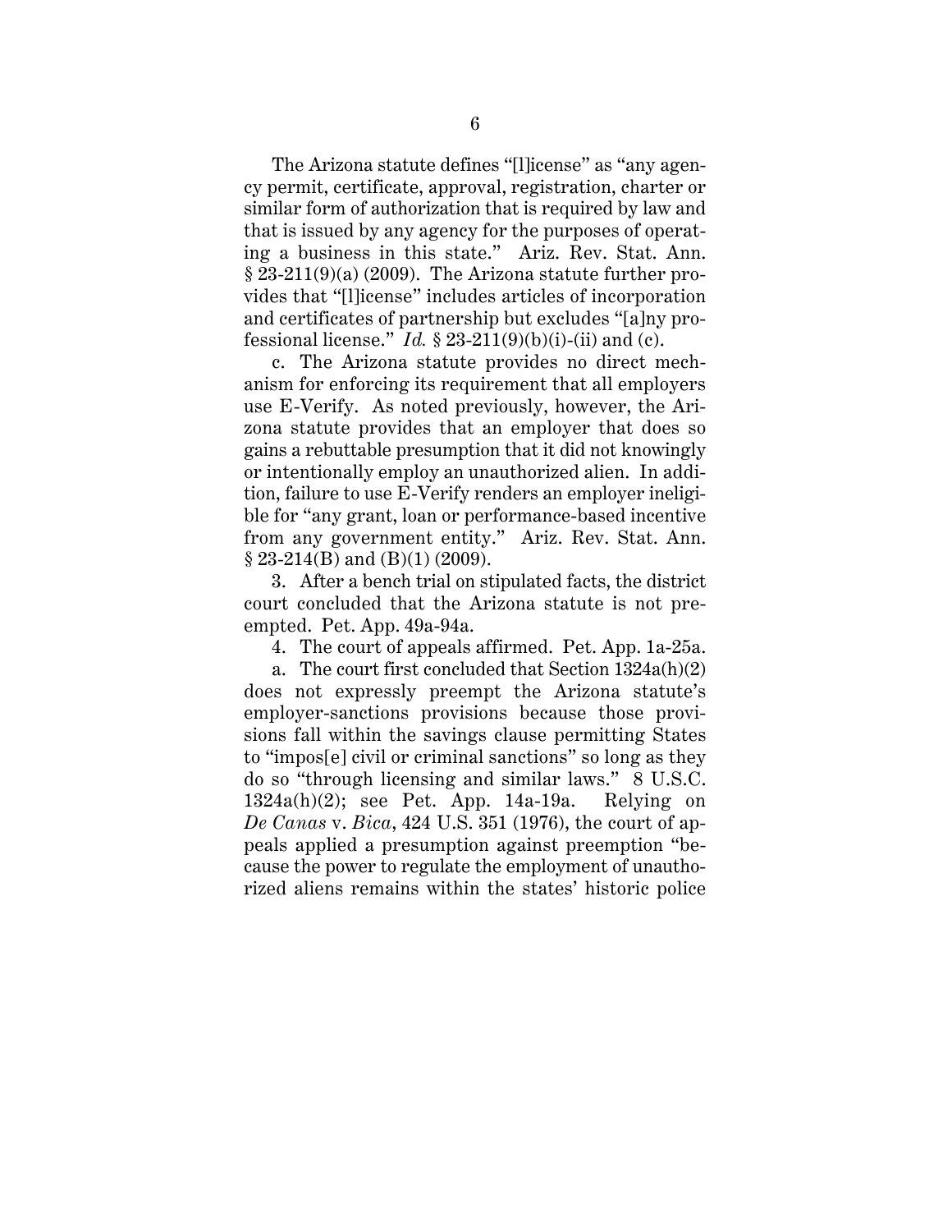The Arizona statute defines "[l]icense" as "any agency permit, certificate, approval, registration, charter or similar form of authorization that is required by law and that is issued by any agency for the purposes of operating a business in this state." Ariz. Rev. Stat. Ann. § 23-211(9)(a) (2009). The Arizona statute further provides that "[l]icense" includes articles of incorporation and certificates of partnership but excludes "[a]ny professional license." *Id.* § 23-211(9)(b)(i)-(ii) and (c).

c. The Arizona statute provides no direct mechanism for enforcing its requirement that all employers use E-Verify. As noted previously, however, the Arizona statute provides that an employer that does so gains a rebuttable presumption that it did not knowingly or intentionally employ an unauthorized alien. In addition, failure to use E-Verify renders an employer ineligible for "any grant, loan or performance-based incentive from any government entity." Ariz. Rev. Stat. Ann. § 23-214(B) and (B)(1) (2009).

3. After a bench trial on stipulated facts, the district court concluded that the Arizona statute is not preempted. Pet. App. 49a-94a.

4. The court of appeals affirmed. Pet. App. 1a-25a.

a. The court first concluded that Section 1324a(h)(2) does not expressly preempt the Arizona statute's employer-sanctions provisions because those provisions fall within the savings clause permitting States to "impos[e] civil or criminal sanctions" so long as they do so "through licensing and similar laws." 8 U.S.C. 1324a(h)(2); see Pet. App. 14a-19a. Relying on *De Canas* v. *Bica*, 424 U.S. 351 (1976), the court of appeals applied a presumption against preemption "because the power to regulate the employment of unauthorized aliens remains within the states' historic police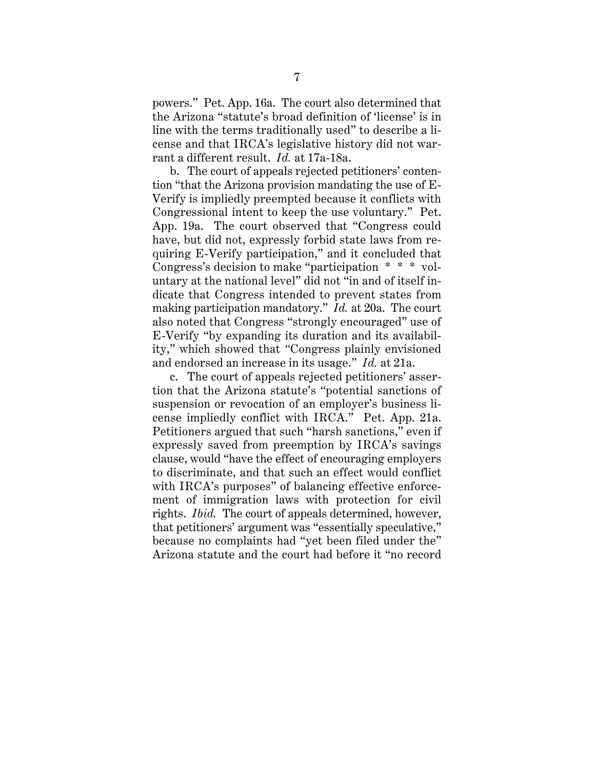powers." Pet. App. 16a. The court also determined that the Arizona "statute's broad definition of 'license' is in line with the terms traditionally used" to describe a license and that IRCA's legislative history did not warrant a different result. *Id.* at 17a-18a.

b. The court of appeals rejected petitioners' contention "that the Arizona provision mandating the use of E-Verify is impliedly preempted because it conflicts with Congressional intent to keep the use voluntary." Pet. App. 19a. The court observed that "Congress could have, but did not, expressly forbid state laws from requiring E-Verify participation," and it concluded that Congress's decision to make "participation * * * voluntary at the national level" did not "in and of itself indicate that Congress intended to prevent states from making participation mandatory." *Id.* at 20a. The court also noted that Congress "strongly encouraged" use of E-Verify "by expanding its duration and its availability," which showed that "Congress plainly envisioned and endorsed an increase in its usage." *Id.* at 21a.

c. The court of appeals rejected petitioners' assertion that the Arizona statute's "potential sanctions of suspension or revocation of an employer's business license impliedly conflict with IRCA." Pet. App. 21a. Petitioners argued that such "harsh sanctions," even if expressly saved from preemption by IRCA's savings clause, would "have the effect of encouraging employers to discriminate, and that such an effect would conflict with IRCA's purposes" of balancing effective enforcement of immigration laws with protection for civil rights. *Ibid.* The court of appeals determined, however, that petitioners' argument was "essentially speculative," because no complaints had "yet been filed under the" Arizona statute and the court had before it "no record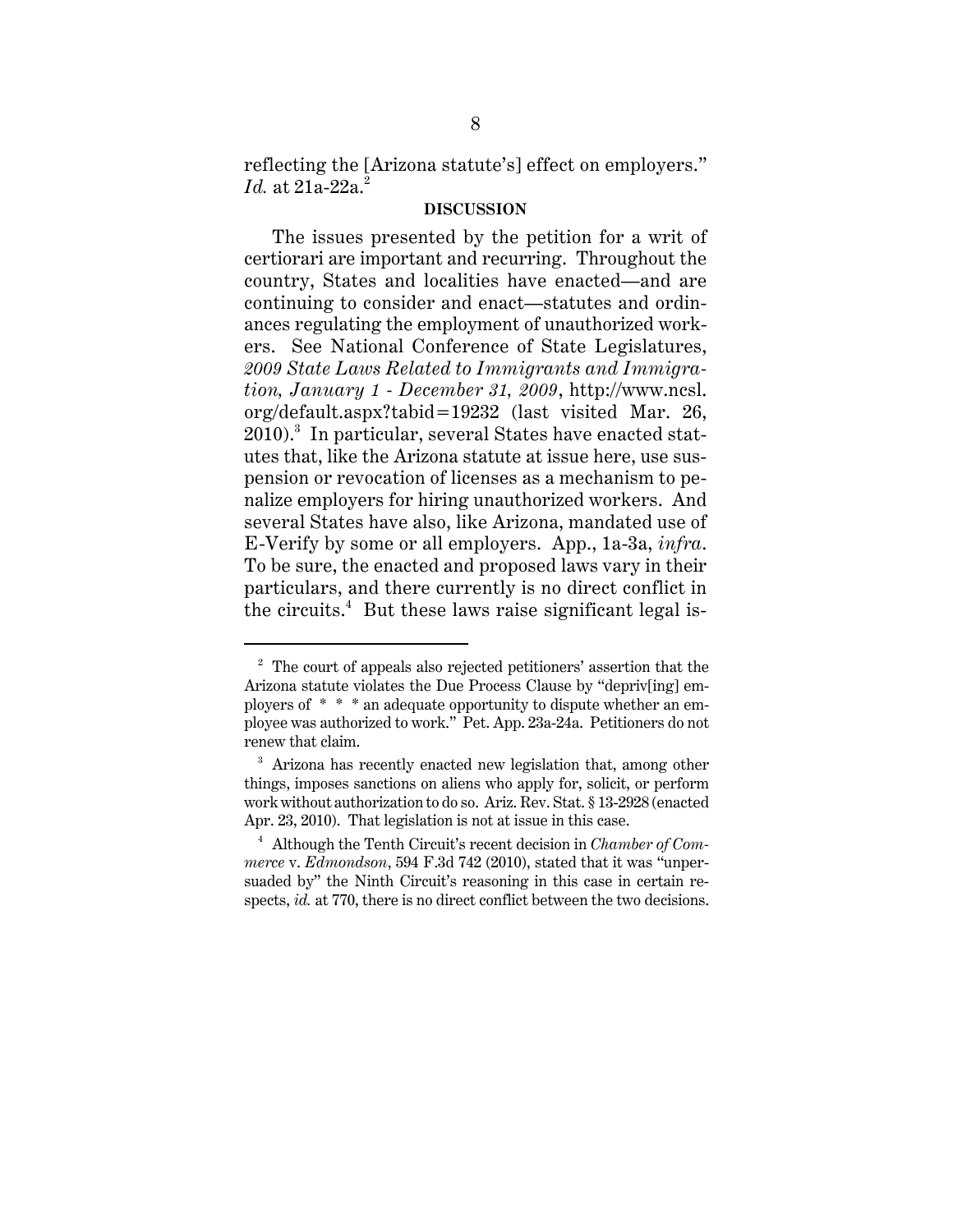reflecting the [Arizona statute's] effect on employers." *Id.* at 21a-22a.[2]

**DISCUSSION**

The issues presented by the petition for a writ of certiorari are important and recurring. Throughout the country, States and localities have enacted—and are continuing to consider and enact—statutes and ordinances regulating the employment of unauthorized workers. See National Conference of State Legislatures, *2009 State Laws Related to Immigrants and Immigration, January 1 - December 31, 2009*, http://www.ncsl.org/default.aspx?tabid=19232 (last visited Mar. 26, 2010).[3] In particular, several States have enacted statutes that, like the Arizona statute at issue here, use suspension or revocation of licenses as a mechanism to penalize employers for hiring unauthorized workers. And several States have also, like Arizona, mandated use of E-Verify by some or all employers. App., 1a-3a, *infra*. To be sure, the enacted and proposed laws vary in their particulars, and there currently is no direct conflict in the circuits.[4] But these laws raise significant legal is-

---

[2] The court of appeals also rejected petitioners' assertion that the Arizona statute violates the Due Process Clause by "depriv[ing] employers of * * * an adequate opportunity to dispute whether an employee was authorized to work." Pet. App. 23a-24a. Petitioners do not renew that claim.

[3] Arizona has recently enacted new legislation that, among other things, imposes sanctions on aliens who apply for, solicit, or perform work without authorization to do so. Ariz. Rev. Stat. § 13-2928 (enacted Apr. 23, 2010). That legislation is not at issue in this case.

[4] Although the Tenth Circuit's recent decision in *Chamber of Commerce* v. *Edmondson*, 594 F.3d 742 (2010), stated that it was "unpersuaded by" the Ninth Circuit's reasoning in this case in certain respects, *id.* at 770, there is no direct conflict between the two decisions.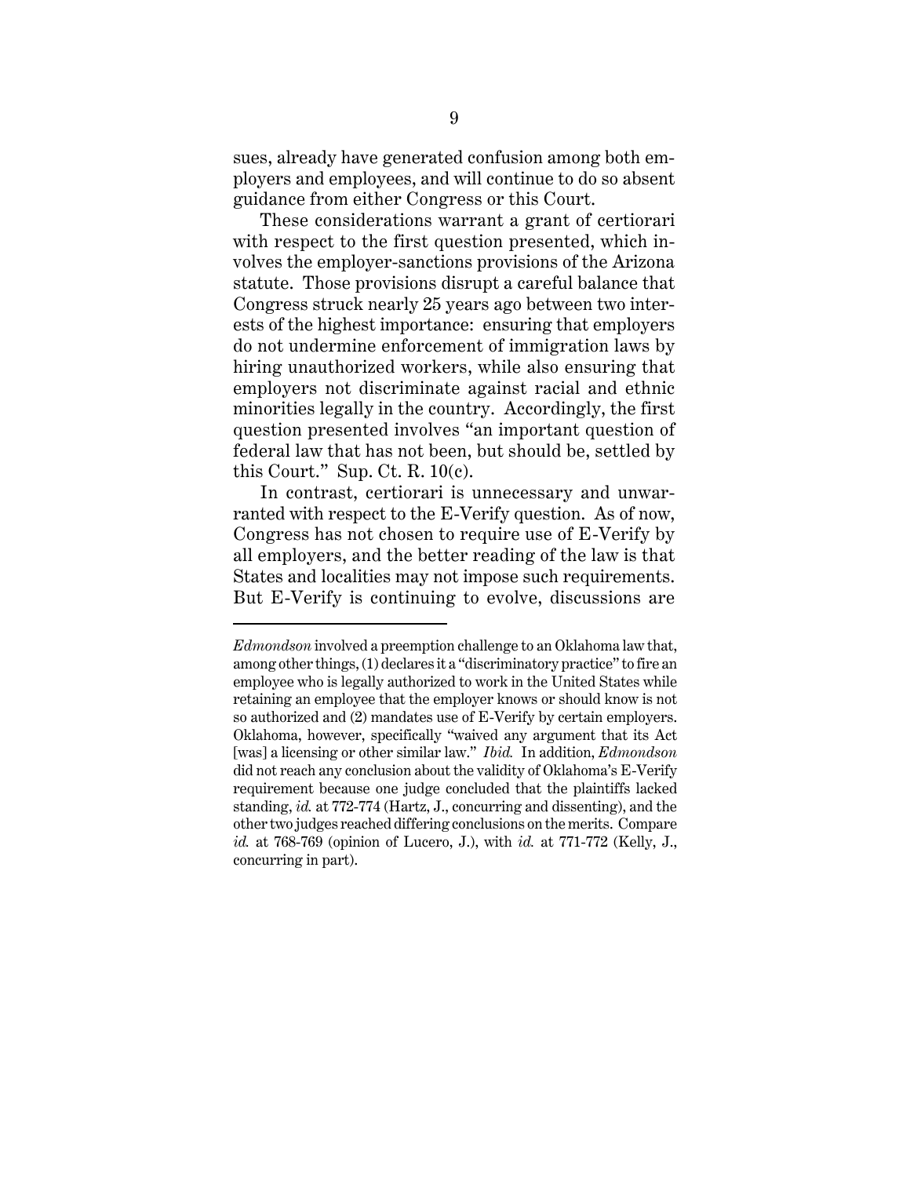sues, already have generated confusion among both employers and employees, and will continue to do so absent guidance from either Congress or this Court.

These considerations warrant a grant of certiorari with respect to the first question presented, which involves the employer-sanctions provisions of the Arizona statute. Those provisions disrupt a careful balance that Congress struck nearly 25 years ago between two interests of the highest importance: ensuring that employers do not undermine enforcement of immigration laws by hiring unauthorized workers, while also ensuring that employers not discriminate against racial and ethnic minorities legally in the country. Accordingly, the first question presented involves "an important question of federal law that has not been, but should be, settled by this Court." Sup. Ct. R. 10(c).

In contrast, certiorari is unnecessary and unwarranted with respect to the E-Verify question. As of now, Congress has not chosen to require use of E-Verify by all employers, and the better reading of the law is that States and localities may not impose such requirements. But E-Verify is continuing to evolve, discussions are

---

*Edmondson* involved a preemption challenge to an Oklahoma law that, among other things, (1) declares it a "discriminatory practice" to fire an employee who is legally authorized to work in the United States while retaining an employee that the employer knows or should know is not so authorized and (2) mandates use of E-Verify by certain employers. Oklahoma, however, specifically "waived any argument that its Act [was] a licensing or other similar law." *Ibid.* In addition, *Edmondson* did not reach any conclusion about the validity of Oklahoma's E-Verify requirement because one judge concluded that the plaintiffs lacked standing, *id.* at 772-774 (Hartz, J., concurring and dissenting), and the other two judges reached differing conclusions on the merits. Compare *id.* at 768-769 (opinion of Lucero, J.), with *id.* at 771-772 (Kelly, J., concurring in part).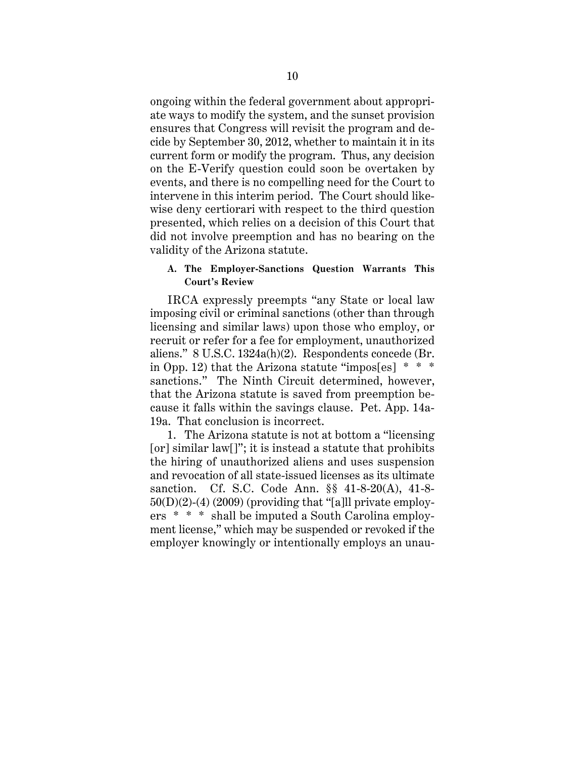ongoing within the federal government about appropriate ways to modify the system, and the sunset provision ensures that Congress will revisit the program and decide by September 30, 2012, whether to maintain it in its current form or modify the program. Thus, any decision on the E-Verify question could soon be overtaken by events, and there is no compelling need for the Court to intervene in this interim period. The Court should likewise deny certiorari with respect to the third question presented, which relies on a decision of this Court that did not involve preemption and has no bearing on the validity of the Arizona statute.

### A. The Employer-Sanctions Question Warrants This Court's Review

IRCA expressly preempts "any State or local law imposing civil or criminal sanctions (other than through licensing and similar laws) upon those who employ, or recruit or refer for a fee for employment, unauthorized aliens." 8 U.S.C. 1324a(h)(2). Respondents concede (Br. in Opp. 12) that the Arizona statute "impos[es] * * * sanctions." The Ninth Circuit determined, however, that the Arizona statute is saved from preemption because it falls within the savings clause. Pet. App. 14a-19a. That conclusion is incorrect.

1. The Arizona statute is not at bottom a "licensing [or] similar law[]"; it is instead a statute that prohibits the hiring of unauthorized aliens and uses suspension and revocation of all state-issued licenses as its ultimate sanction. Cf. S.C. Code Ann. §§ 41-8-20(A), 41-8-50(D)(2)-(4) (2009) (providing that "[a]ll private employers * * * shall be imputed a South Carolina employment license," which may be suspended or revoked if the employer knowingly or intentionally employs an unau-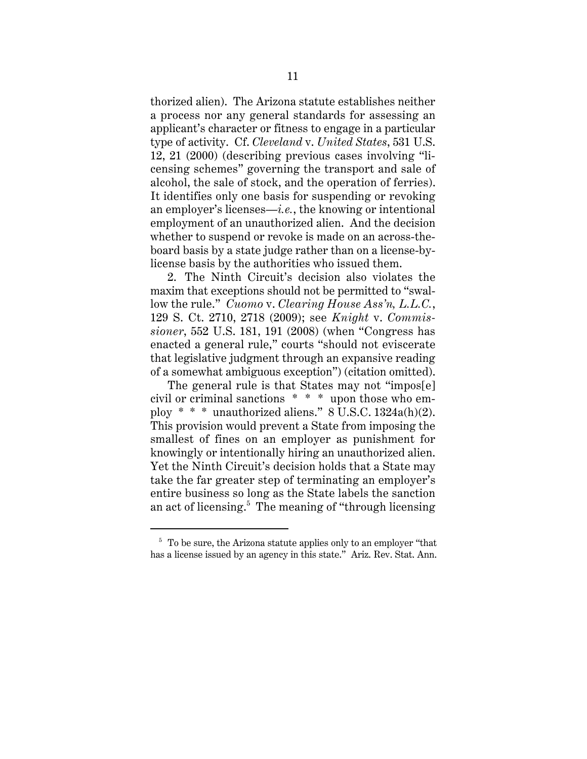thorized alien). The Arizona statute establishes neither a process nor any general standards for assessing an applicant's character or fitness to engage in a particular type of activity. Cf. *Cleveland* v. *United States*, 531 U.S. 12, 21 (2000) (describing previous cases involving "licensing schemes" governing the transport and sale of alcohol, the sale of stock, and the operation of ferries). It identifies only one basis for suspending or revoking an employer's licenses—*i.e.*, the knowing or intentional employment of an unauthorized alien. And the decision whether to suspend or revoke is made on an across-the-board basis by a state judge rather than on a license-by-license basis by the authorities who issued them.

2. The Ninth Circuit's decision also violates the maxim that exceptions should not be permitted to "swallow the rule." *Cuomo* v. *Clearing House Ass'n, L.L.C.*, 129 S. Ct. 2710, 2718 (2009); see *Knight* v. *Commissioner*, 552 U.S. 181, 191 (2008) (when "Congress has enacted a general rule," courts "should not eviscerate that legislative judgment through an expansive reading of a somewhat ambiguous exception") (citation omitted).

The general rule is that States may not "impos[e] civil or criminal sanctions * * * upon those who employ * * * unauthorized aliens." 8 U.S.C. 1324a(h)(2). This provision would prevent a State from imposing the smallest of fines on an employer as punishment for knowingly or intentionally hiring an unauthorized alien. Yet the Ninth Circuit's decision holds that a State may take the far greater step of terminating an employer's entire business so long as the State labels the sanction an act of licensing.[5] The meaning of "through licensing

[5] To be sure, the Arizona statute applies only to an employer "that has a license issued by an agency in this state." Ariz. Rev. Stat. Ann.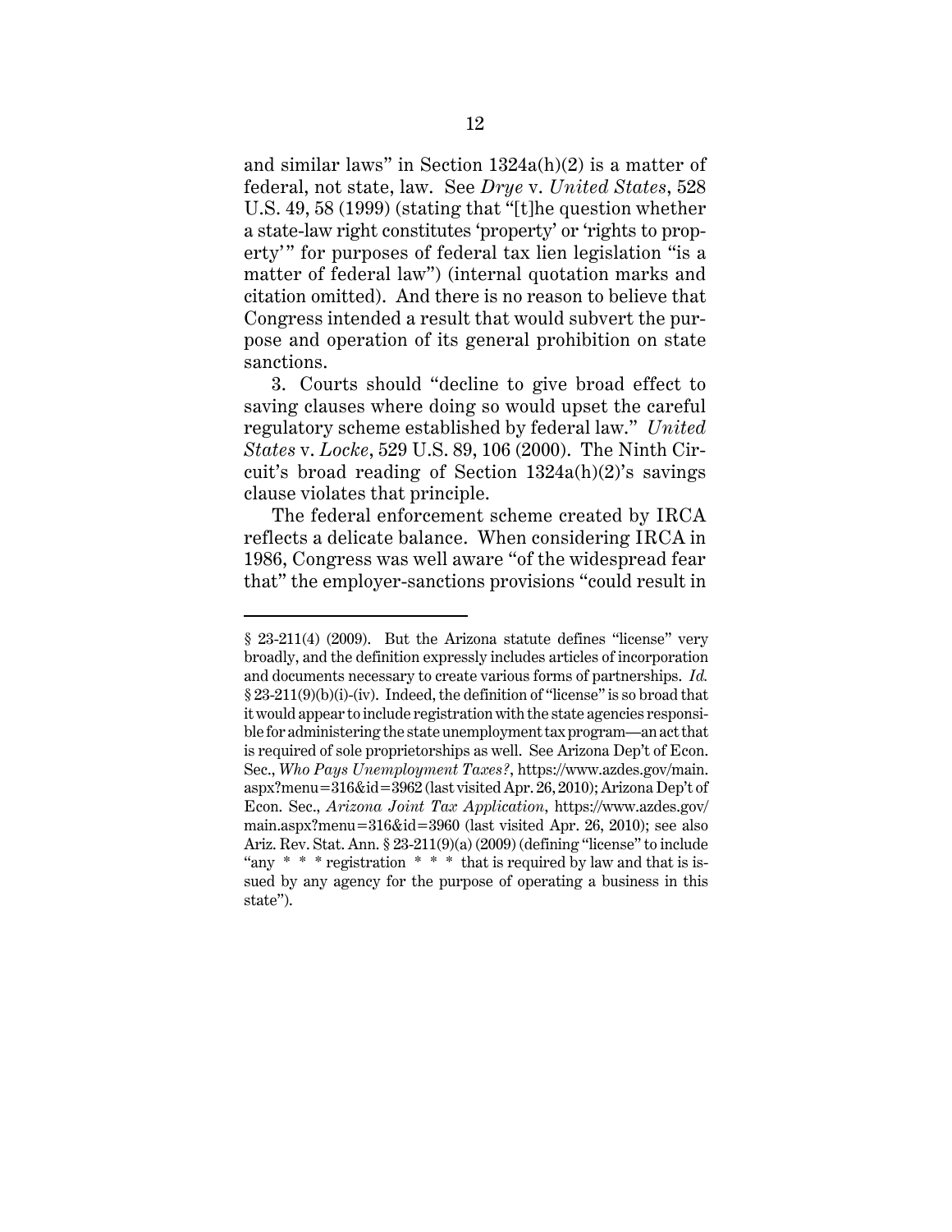and similar laws" in Section 1324a(h)(2) is a matter of federal, not state, law. See *Drye* v. *United States*, 528 U.S. 49, 58 (1999) (stating that "[t]he question whether a state-law right constitutes 'property' or 'rights to property'" for purposes of federal tax lien legislation "is a matter of federal law") (internal quotation marks and citation omitted). And there is no reason to believe that Congress intended a result that would subvert the purpose and operation of its general prohibition on state sanctions.

3. Courts should "decline to give broad effect to saving clauses where doing so would upset the careful regulatory scheme established by federal law." *United States* v. *Locke*, 529 U.S. 89, 106 (2000). The Ninth Circuit's broad reading of Section 1324a(h)(2)'s savings clause violates that principle.

The federal enforcement scheme created by IRCA reflects a delicate balance. When considering IRCA in 1986, Congress was well aware "of the widespread fear that" the employer-sanctions provisions "could result in

---

§ 23-211(4) (2009). But the Arizona statute defines "license" very broadly, and the definition expressly includes articles of incorporation and documents necessary to create various forms of partnerships. *Id.* § 23-211(9)(b)(i)-(iv). Indeed, the definition of "license" is so broad that it would appear to include registration with the state agencies responsible for administering the state unemployment tax program—an act that is required of sole proprietorships as well. See Arizona Dep't of Econ. Sec., *Who Pays Unemployment Taxes?*, https://www.azdes.gov/main.aspx?menu=316&id=3962 (last visited Apr. 26, 2010); Arizona Dep't of Econ. Sec., *Arizona Joint Tax Application*, https://www.azdes.gov/main.aspx?menu=316&id=3960 (last visited Apr. 26, 2010); see also Ariz. Rev. Stat. Ann. § 23-211(9)(a) (2009) (defining "license" to include "any * * * registration * * * that is required by law and that is issued by any agency for the purpose of operating a business in this state").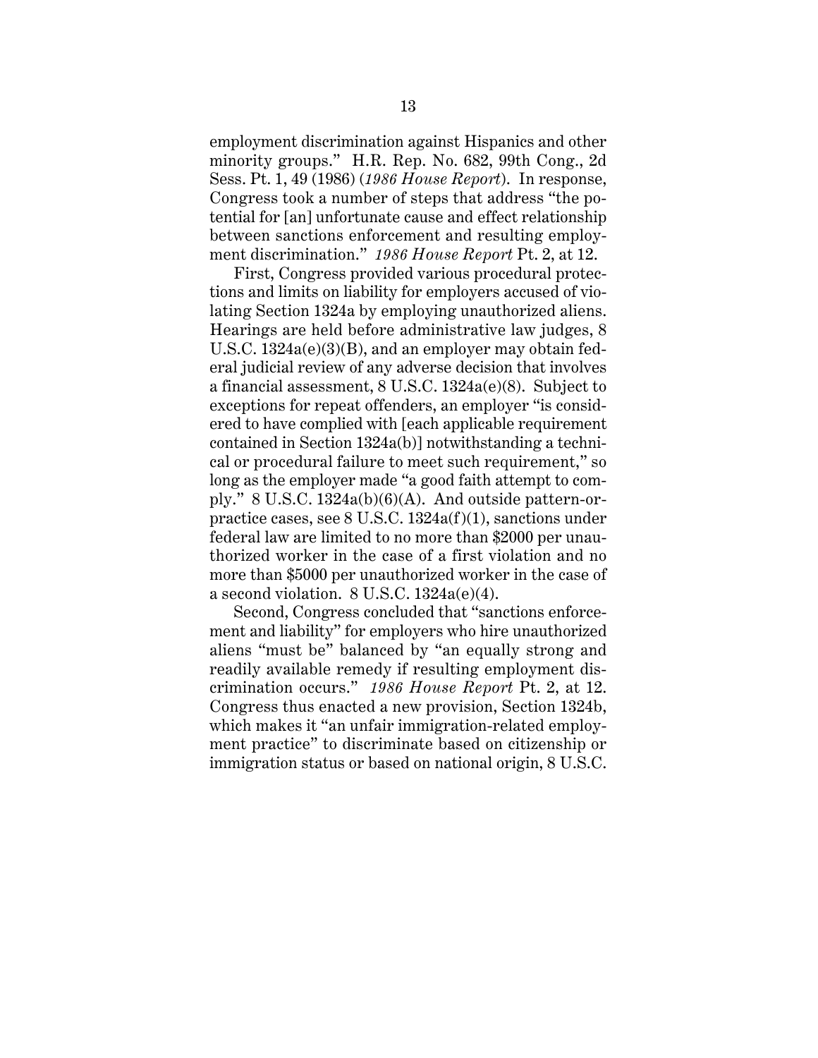employment discrimination against Hispanics and other minority groups." H.R. Rep. No. 682, 99th Cong., 2d Sess. Pt. 1, 49 (1986) (*1986 House Report*). In response, Congress took a number of steps that address "the potential for [an] unfortunate cause and effect relationship between sanctions enforcement and resulting employment discrimination." *1986 House Report* Pt. 2, at 12.

First, Congress provided various procedural protections and limits on liability for employers accused of violating Section 1324a by employing unauthorized aliens. Hearings are held before administrative law judges, 8 U.S.C. 1324a(e)(3)(B), and an employer may obtain federal judicial review of any adverse decision that involves a financial assessment, 8 U.S.C. 1324a(e)(8). Subject to exceptions for repeat offenders, an employer "is considered to have complied with [each applicable requirement contained in Section 1324a(b)] notwithstanding a technical or procedural failure to meet such requirement," so long as the employer made "a good faith attempt to comply." 8 U.S.C. 1324a(b)(6)(A). And outside pattern-or-practice cases, see 8 U.S.C. 1324a(f)(1), sanctions under federal law are limited to no more than $2000 per unauthorized worker in the case of a first violation and no more than $5000 per unauthorized worker in the case of a second violation. 8 U.S.C. 1324a(e)(4).

Second, Congress concluded that "sanctions enforcement and liability" for employers who hire unauthorized aliens "must be" balanced by "an equally strong and readily available remedy if resulting employment discrimination occurs." *1986 House Report* Pt. 2, at 12. Congress thus enacted a new provision, Section 1324b, which makes it "an unfair immigration-related employment practice" to discriminate based on citizenship or immigration status or based on national origin, 8 U.S.C.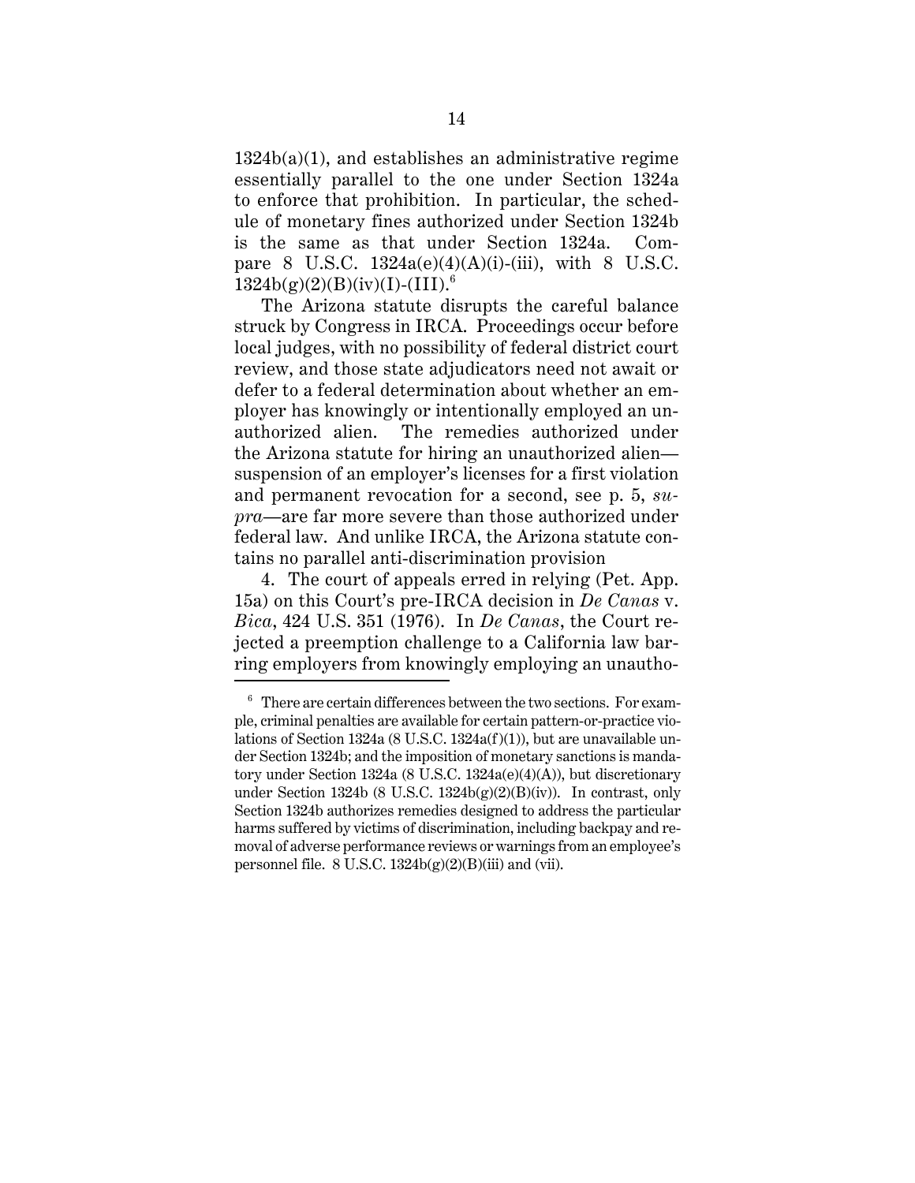1324b(a)(1), and establishes an administrative regime essentially parallel to the one under Section 1324a to enforce that prohibition. In particular, the schedule of monetary fines authorized under Section 1324b is the same as that under Section 1324a. Compare 8 U.S.C. 1324a(e)(4)(A)(i)-(iii), with 8 U.S.C. 1324b(g)(2)(B)(iv)(I)-(III).[6]

The Arizona statute disrupts the careful balance struck by Congress in IRCA. Proceedings occur before local judges, with no possibility of federal district court review, and those state adjudicators need not await or defer to a federal determination about whether an employer has knowingly or intentionally employed an unauthorized alien. The remedies authorized under the Arizona statute for hiring an unauthorized alien—suspension of an employer's licenses for a first violation and permanent revocation for a second, see p. 5, *supra*—are far more severe than those authorized under federal law. And unlike IRCA, the Arizona statute contains no parallel anti-discrimination provision

4. The court of appeals erred in relying (Pet. App. 15a) on this Court's pre-IRCA decision in *De Canas* v. *Bica*, 424 U.S. 351 (1976). In *De Canas*, the Court rejected a preemption challenge to a California law barring employers from knowingly employing an unautho-

[6] There are certain differences between the two sections. For example, criminal penalties are available for certain pattern-or-practice violations of Section 1324a (8 U.S.C. 1324a(f)(1)), but are unavailable under Section 1324b; and the imposition of monetary sanctions is mandatory under Section 1324a (8 U.S.C. 1324a(e)(4)(A)), but discretionary under Section 1324b (8 U.S.C. 1324b(g)(2)(B)(iv)). In contrast, only Section 1324b authorizes remedies designed to address the particular harms suffered by victims of discrimination, including backpay and removal of adverse performance reviews or warnings from an employee's personnel file. 8 U.S.C. 1324b(g)(2)(B)(iii) and (vii).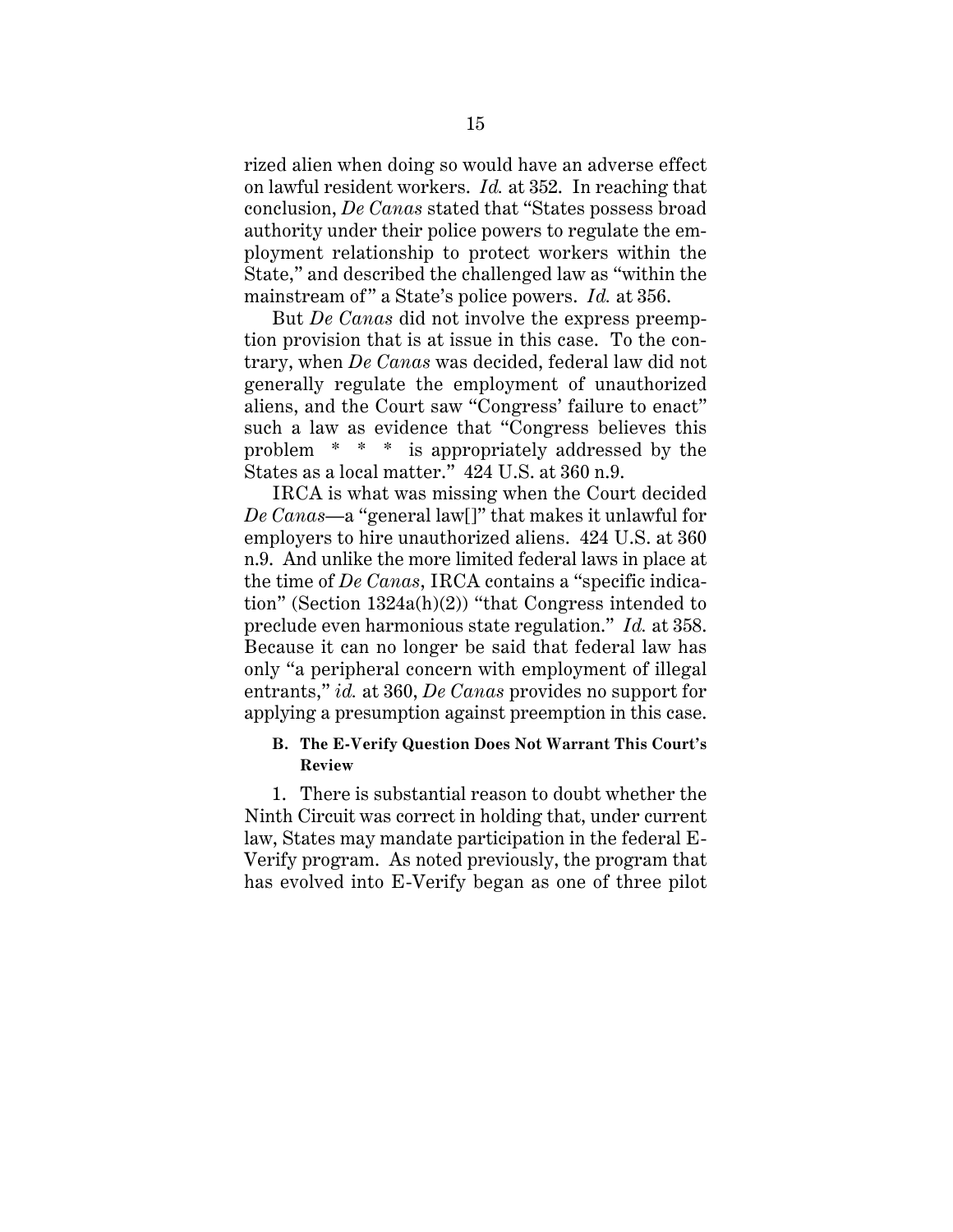rized alien when doing so would have an adverse effect on lawful resident workers. *Id.* at 352. In reaching that conclusion, *De Canas* stated that "States possess broad authority under their police powers to regulate the employment relationship to protect workers within the State," and described the challenged law as "within the mainstream of" a State's police powers. *Id.* at 356.

But *De Canas* did not involve the express preemption provision that is at issue in this case. To the contrary, when *De Canas* was decided, federal law did not generally regulate the employment of unauthorized aliens, and the Court saw "Congress' failure to enact" such a law as evidence that "Congress believes this problem * * * is appropriately addressed by the States as a local matter." 424 U.S. at 360 n.9.

IRCA is what was missing when the Court decided *De Canas*—a "general law[]" that makes it unlawful for employers to hire unauthorized aliens. 424 U.S. at 360 n.9. And unlike the more limited federal laws in place at the time of *De Canas*, IRCA contains a "specific indication" (Section 1324a(h)(2)) "that Congress intended to preclude even harmonious state regulation." *Id.* at 358. Because it can no longer be said that federal law has only "a peripheral concern with employment of illegal entrants," *id.* at 360, *De Canas* provides no support for applying a presumption against preemption in this case.

**B. The E-Verify Question Does Not Warrant This Court's Review**

1. There is substantial reason to doubt whether the Ninth Circuit was correct in holding that, under current law, States may mandate participation in the federal E-Verify program. As noted previously, the program that has evolved into E-Verify began as one of three pilot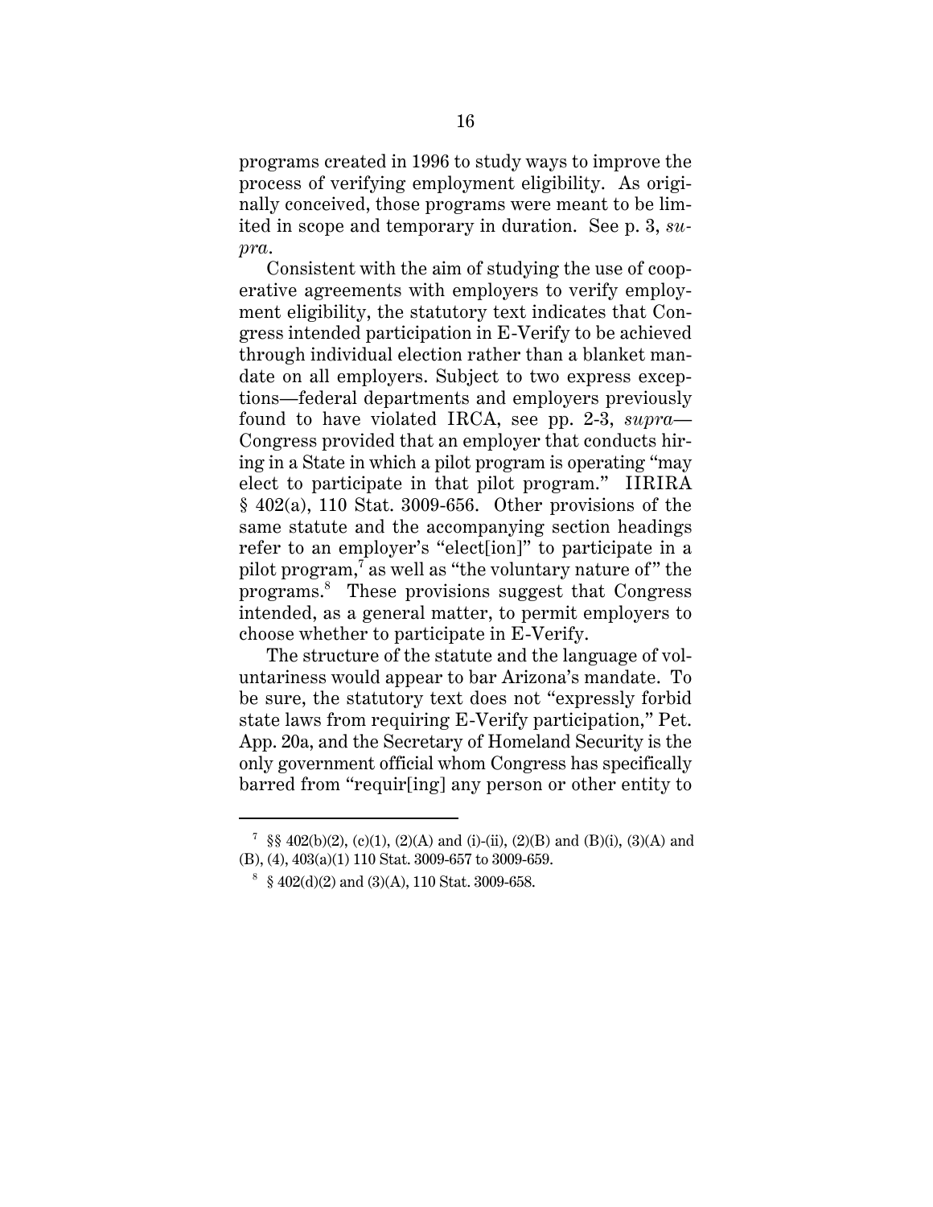programs created in 1996 to study ways to improve the process of verifying employment eligibility. As originally conceived, those programs were meant to be limited in scope and temporary in duration. See p. 3, *supra*.

Consistent with the aim of studying the use of cooperative agreements with employers to verify employment eligibility, the statutory text indicates that Congress intended participation in E-Verify to be achieved through individual election rather than a blanket mandate on all employers. Subject to two express exceptions—federal departments and employers previously found to have violated IRCA, see pp. 2-3, *supra*—Congress provided that an employer that conducts hiring in a State in which a pilot program is operating "may elect to participate in that pilot program." IIRIRA § 402(a), 110 Stat. 3009-656. Other provisions of the same statute and the accompanying section headings refer to an employer's "elect[ion]" to participate in a pilot program,[7] as well as "the voluntary nature of" the programs.[8] These provisions suggest that Congress intended, as a general matter, to permit employers to choose whether to participate in E-Verify.

The structure of the statute and the language of voluntariness would appear to bar Arizona's mandate. To be sure, the statutory text does not "expressly forbid state laws from requiring E-Verify participation," Pet. App. 20a, and the Secretary of Homeland Security is the only government official whom Congress has specifically barred from "requir[ing] any person or other entity to

---

[7] §§ 402(b)(2), (c)(1), (2)(A) and (i)-(ii), (2)(B) and (B)(i), (3)(A) and (B), (4), 403(a)(1) 110 Stat. 3009-657 to 3009-659.

[8] § 402(d)(2) and (3)(A), 110 Stat. 3009-658.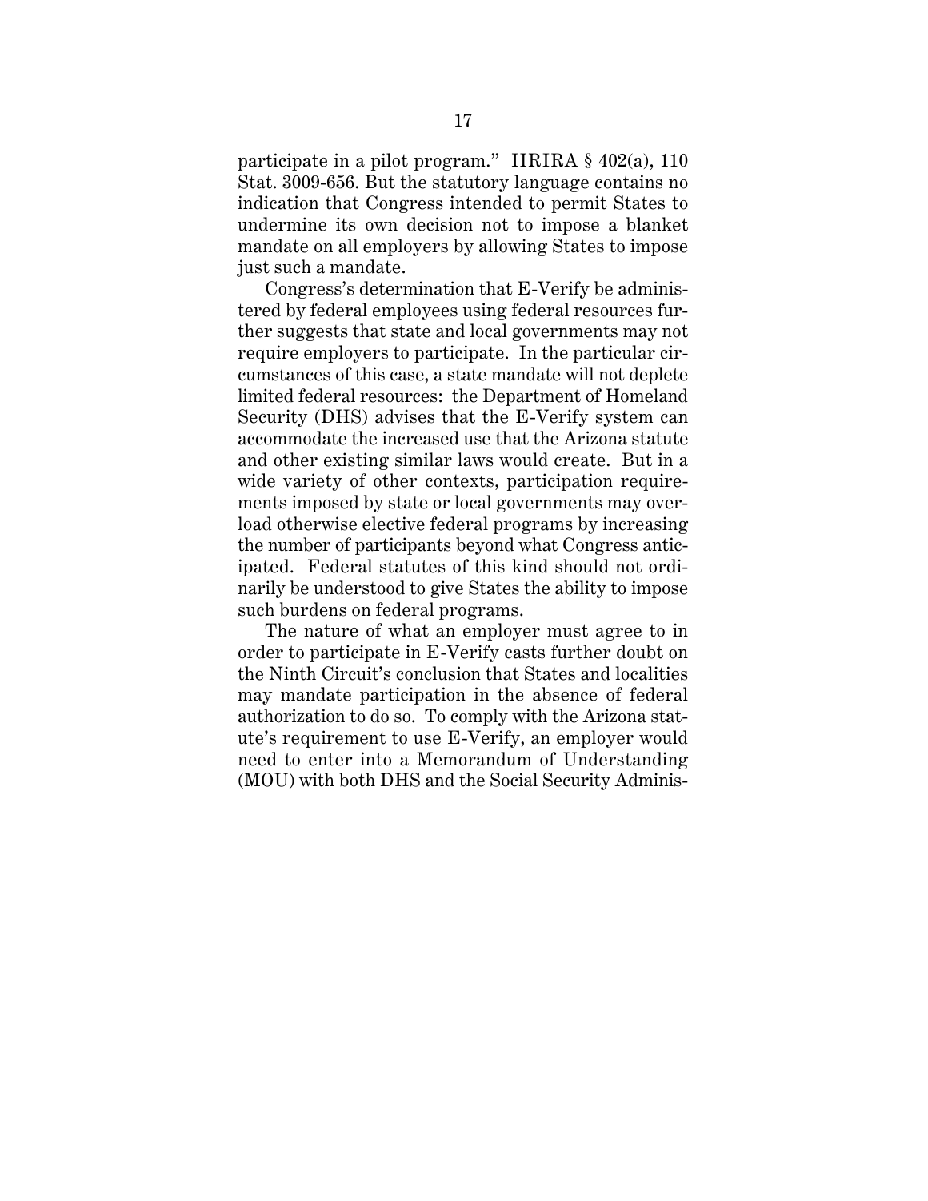participate in a pilot program." IIRIRA § 402(a), 110 Stat. 3009-656. But the statutory language contains no indication that Congress intended to permit States to undermine its own decision not to impose a blanket mandate on all employers by allowing States to impose just such a mandate.

Congress's determination that E-Verify be administered by federal employees using federal resources further suggests that state and local governments may not require employers to participate. In the particular circumstances of this case, a state mandate will not deplete limited federal resources: the Department of Homeland Security (DHS) advises that the E-Verify system can accommodate the increased use that the Arizona statute and other existing similar laws would create. But in a wide variety of other contexts, participation requirements imposed by state or local governments may overload otherwise elective federal programs by increasing the number of participants beyond what Congress anticipated. Federal statutes of this kind should not ordinarily be understood to give States the ability to impose such burdens on federal programs.

The nature of what an employer must agree to in order to participate in E-Verify casts further doubt on the Ninth Circuit's conclusion that States and localities may mandate participation in the absence of federal authorization to do so. To comply with the Arizona statute's requirement to use E-Verify, an employer would need to enter into a Memorandum of Understanding (MOU) with both DHS and the Social Security Adminis-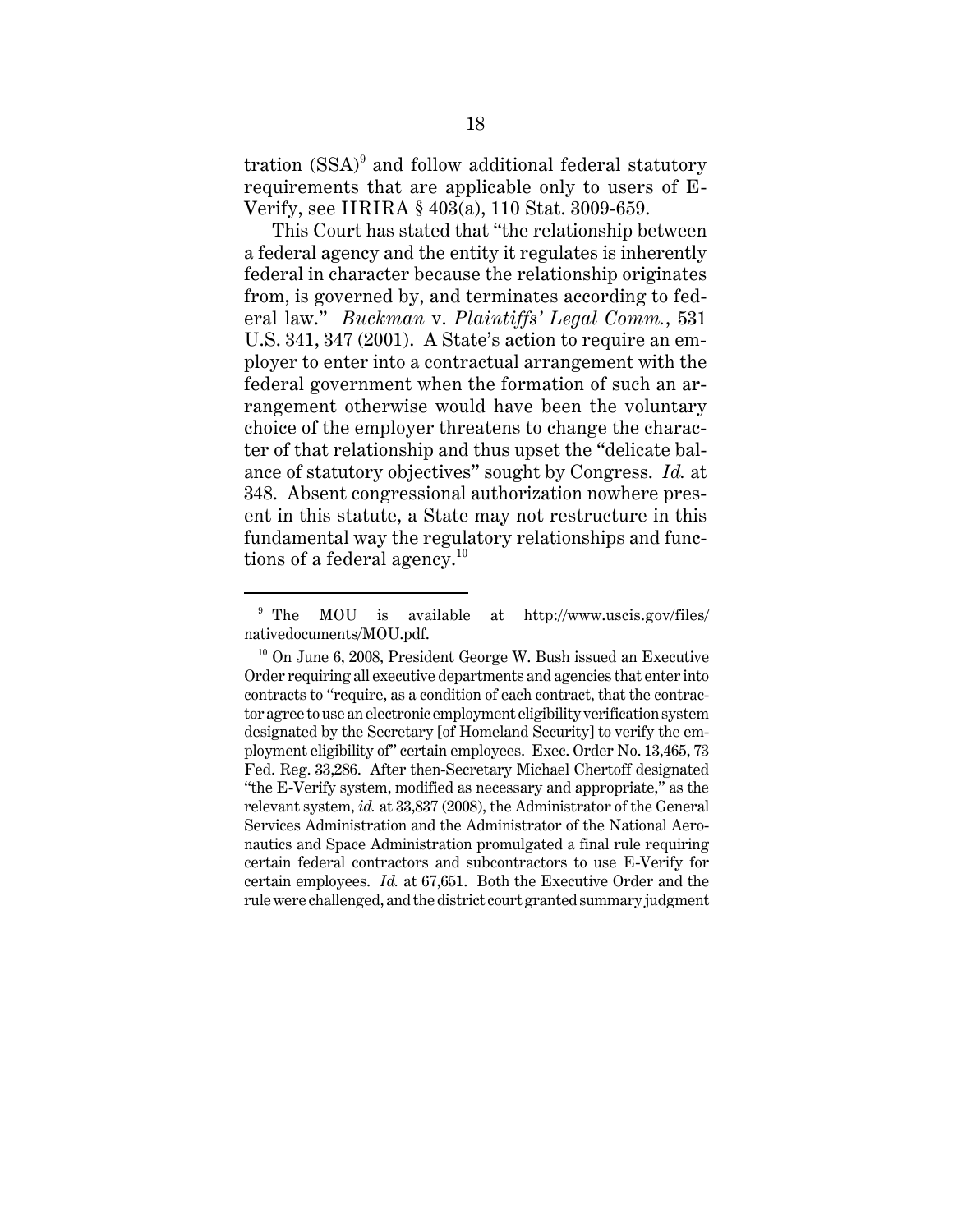tration (SSA)[9] and follow additional federal statutory requirements that are applicable only to users of E-Verify, see IIRIRA § 403(a), 110 Stat. 3009-659.

This Court has stated that "the relationship between a federal agency and the entity it regulates is inherently federal in character because the relationship originates from, is governed by, and terminates according to federal law." *Buckman* v. *Plaintiffs' Legal Comm.*, 531 U.S. 341, 347 (2001). A State's action to require an employer to enter into a contractual arrangement with the federal government when the formation of such an arrangement otherwise would have been the voluntary choice of the employer threatens to change the character of that relationship and thus upset the "delicate balance of statutory objectives" sought by Congress. *Id.* at 348. Absent congressional authorization nowhere present in this statute, a State may not restructure in this fundamental way the regulatory relationships and functions of a federal agency.[10]

---

[9] The MOU is available at http://www.uscis.gov/files/nativedocuments/MOU.pdf.

[10] On June 6, 2008, President George W. Bush issued an Executive Order requiring all executive departments and agencies that enter into contracts to "require, as a condition of each contract, that the contractor agree to use an electronic employment eligibility verification system designated by the Secretary [of Homeland Security] to verify the employment eligibility of" certain employees. Exec. Order No. 13,465, 73 Fed. Reg. 33,286. After then-Secretary Michael Chertoff designated "the E-Verify system, modified as necessary and appropriate," as the relevant system, *id.* at 33,837 (2008), the Administrator of the General Services Administration and the Administrator of the National Aeronautics and Space Administration promulgated a final rule requiring certain federal contractors and subcontractors to use E-Verify for certain employees. *Id.* at 67,651. Both the Executive Order and the rule were challenged, and the district court granted summary judgment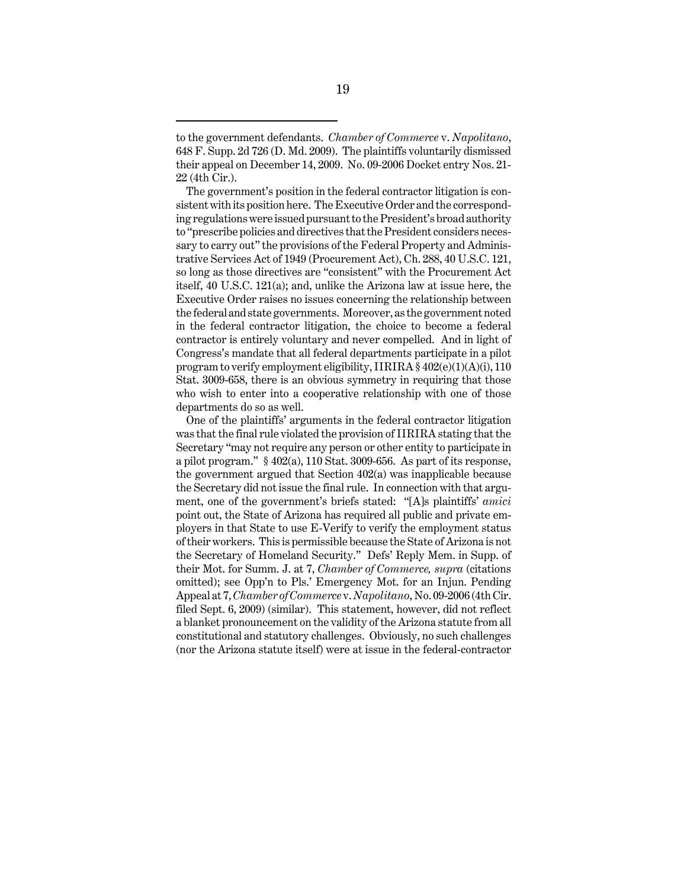to the government defendants. *Chamber of Commerce* v. *Napolitano*, 648 F. Supp. 2d 726 (D. Md. 2009). The plaintiffs voluntarily dismissed their appeal on December 14, 2009. No. 09-2006 Docket entry Nos. 21-22 (4th Cir.).

The government's position in the federal contractor litigation is consistent with its position here. The Executive Order and the corresponding regulations were issued pursuant to the President's broad authority to "prescribe policies and directives that the President considers necessary to carry out" the provisions of the Federal Property and Administrative Services Act of 1949 (Procurement Act), Ch. 288, 40 U.S.C. 121, so long as those directives are "consistent" with the Procurement Act itself, 40 U.S.C. 121(a); and, unlike the Arizona law at issue here, the Executive Order raises no issues concerning the relationship between the federal and state governments. Moreover, as the government noted in the federal contractor litigation, the choice to become a federal contractor is entirely voluntary and never compelled. And in light of Congress's mandate that all federal departments participate in a pilot program to verify employment eligibility, IIRIRA § 402(e)(1)(A)(i), 110 Stat. 3009-658, there is an obvious symmetry in requiring that those who wish to enter into a cooperative relationship with one of those departments do so as well.

One of the plaintiffs' arguments in the federal contractor litigation was that the final rule violated the provision of IIRIRA stating that the Secretary "may not require any person or other entity to participate in a pilot program." § 402(a), 110 Stat. 3009-656. As part of its response, the government argued that Section 402(a) was inapplicable because the Secretary did not issue the final rule. In connection with that argument, one of the government's briefs stated: "[A]s plaintiffs' *amici* point out, the State of Arizona has required all public and private employers in that State to use E-Verify to verify the employment status of their workers. This is permissible because the State of Arizona is not the Secretary of Homeland Security." Defs' Reply Mem. in Supp. of their Mot. for Summ. J. at 7, *Chamber of Commerce, supra* (citations omitted); see Opp'n to Pls.' Emergency Mot. for an Injun. Pending Appeal at 7, *Chamber of Commerce* v. *Napolitano*, No. 09-2006 (4th Cir. filed Sept. 6, 2009) (similar). This statement, however, did not reflect a blanket pronouncement on the validity of the Arizona statute from all constitutional and statutory challenges. Obviously, no such challenges (nor the Arizona statute itself) were at issue in the federal-contractor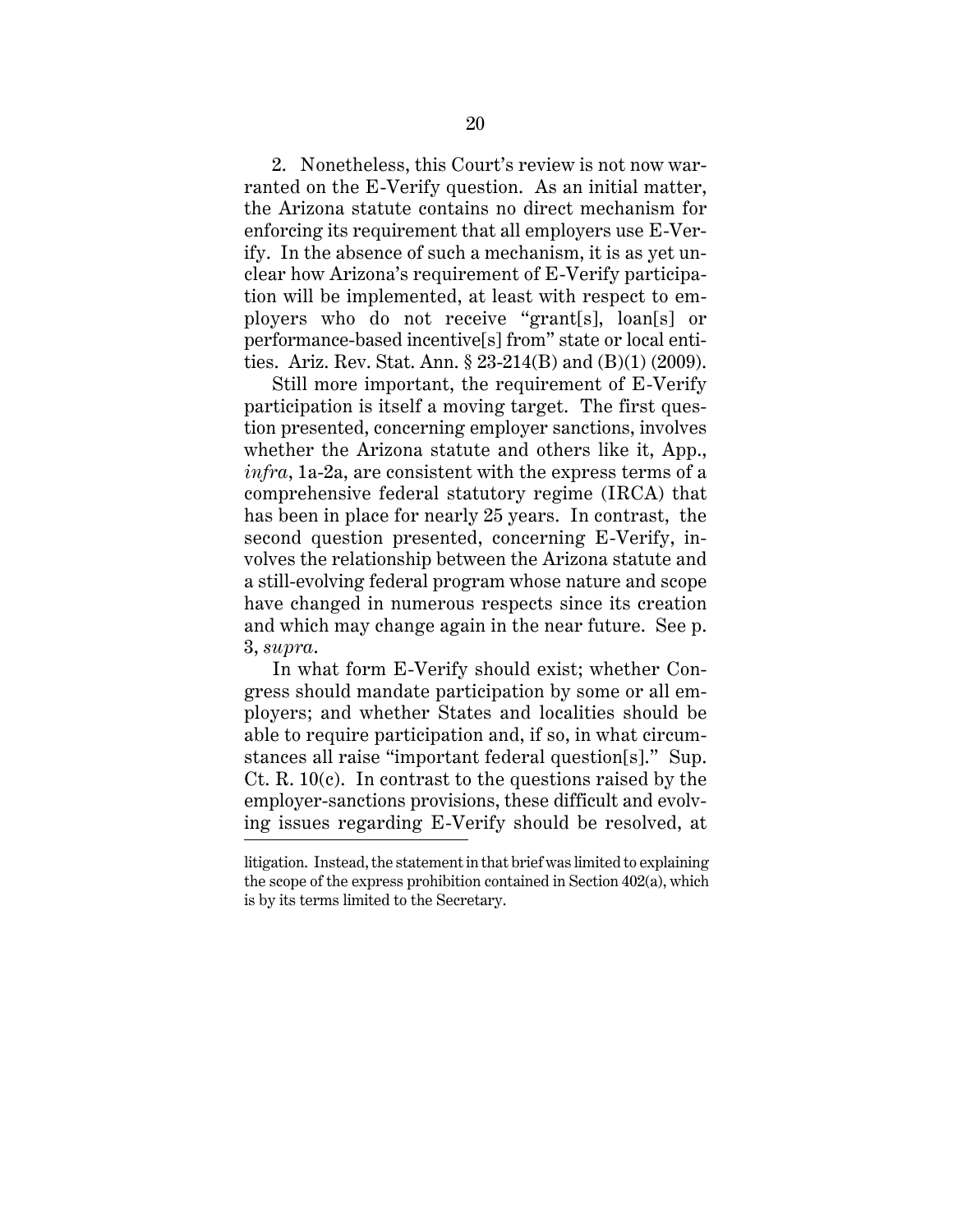2. Nonetheless, this Court's review is not now warranted on the E-Verify question. As an initial matter, the Arizona statute contains no direct mechanism for enforcing its requirement that all employers use E-Verify. In the absence of such a mechanism, it is as yet unclear how Arizona's requirement of E-Verify participation will be implemented, at least with respect to employers who do not receive "grant[s], loan[s] or performance-based incentive[s] from" state or local entities. Ariz. Rev. Stat. Ann. § 23-214(B) and (B)(1) (2009).

Still more important, the requirement of E-Verify participation is itself a moving target. The first question presented, concerning employer sanctions, involves whether the Arizona statute and others like it, App., *infra*, 1a-2a, are consistent with the express terms of a comprehensive federal statutory regime (IRCA) that has been in place for nearly 25 years. In contrast, the second question presented, concerning E-Verify, involves the relationship between the Arizona statute and a still-evolving federal program whose nature and scope have changed in numerous respects since its creation and which may change again in the near future. See p. 3, *supra*.

In what form E-Verify should exist; whether Congress should mandate participation by some or all employers; and whether States and localities should be able to require participation and, if so, in what circumstances all raise "important federal question[s]." Sup. Ct. R. 10(c). In contrast to the questions raised by the employer-sanctions provisions, these difficult and evolving issues regarding E-Verify should be resolved, at

---

litigation. Instead, the statement in that brief was limited to explaining the scope of the express prohibition contained in Section 402(a), which is by its terms limited to the Secretary.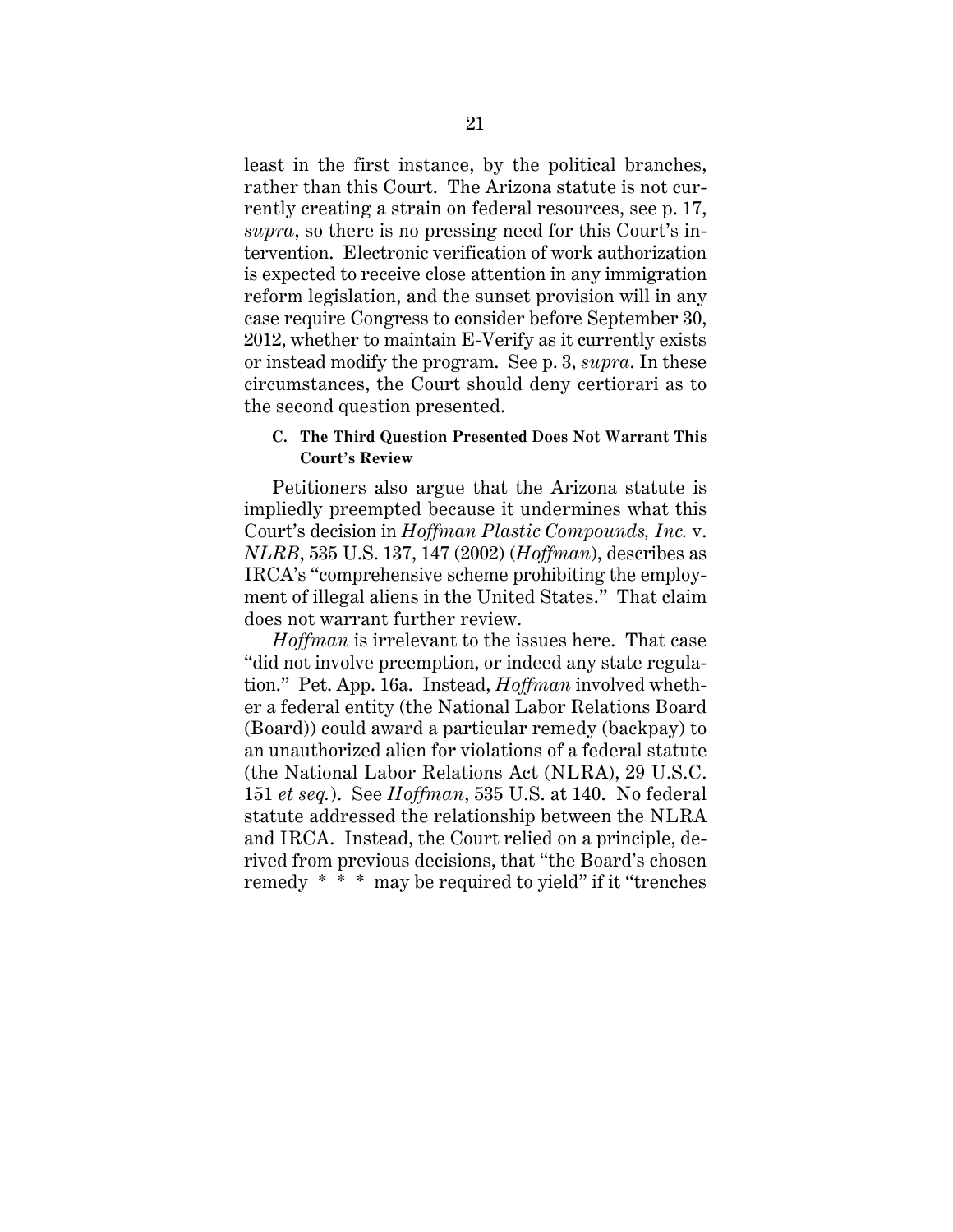least in the first instance, by the political branches, rather than this Court. The Arizona statute is not currently creating a strain on federal resources, see p. 17, *supra*, so there is no pressing need for this Court's intervention. Electronic verification of work authorization is expected to receive close attention in any immigration reform legislation, and the sunset provision will in any case require Congress to consider before September 30, 2012, whether to maintain E-Verify as it currently exists or instead modify the program. See p. 3, *supra*. In these circumstances, the Court should deny certiorari as to the second question presented.

### C. The Third Question Presented Does Not Warrant This Court's Review

Petitioners also argue that the Arizona statute is impliedly preempted because it undermines what this Court's decision in *Hoffman Plastic Compounds, Inc.* v. *NLRB*, 535 U.S. 137, 147 (2002) (*Hoffman*), describes as IRCA's "comprehensive scheme prohibiting the employment of illegal aliens in the United States." That claim does not warrant further review.

*Hoffman* is irrelevant to the issues here. That case "did not involve preemption, or indeed any state regulation." Pet. App. 16a. Instead, *Hoffman* involved whether a federal entity (the National Labor Relations Board (Board)) could award a particular remedy (backpay) to an unauthorized alien for violations of a federal statute (the National Labor Relations Act (NLRA), 29 U.S.C. 151 *et seq.*). See *Hoffman*, 535 U.S. at 140. No federal statute addressed the relationship between the NLRA and IRCA. Instead, the Court relied on a principle, derived from previous decisions, that "the Board's chosen remedy * * * may be required to yield" if it "trenches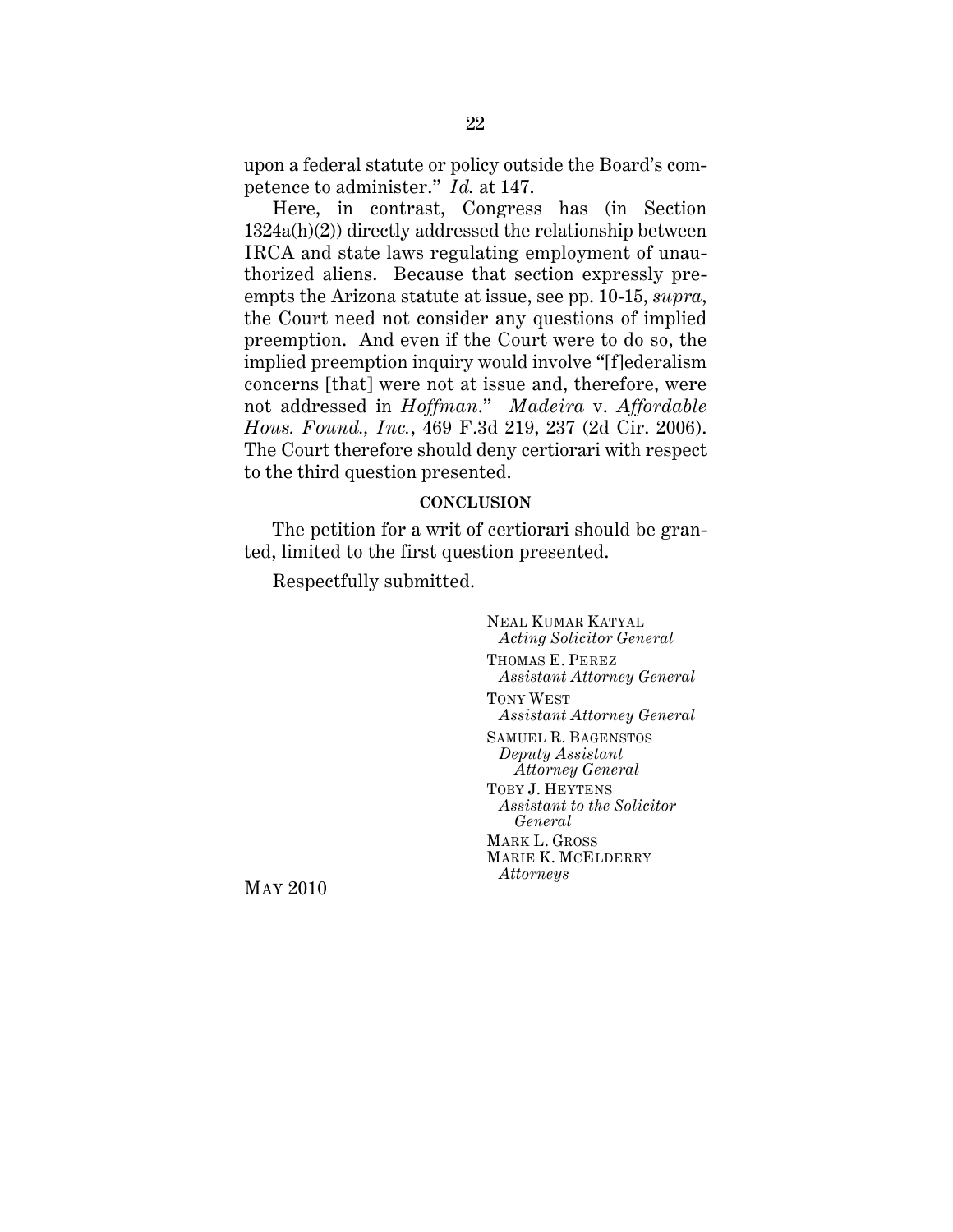upon a federal statute or policy outside the Board's competence to administer." *Id.* at 147.

Here, in contrast, Congress has (in Section 1324a(h)(2)) directly addressed the relationship between IRCA and state laws regulating employment of unauthorized aliens. Because that section expressly preempts the Arizona statute at issue, see pp. 10-15, *supra*, the Court need not consider any questions of implied preemption. And even if the Court were to do so, the implied preemption inquiry would involve "[f]ederalism concerns [that] were not at issue and, therefore, were not addressed in *Hoffman*." *Madeira* v. *Affordable Hous. Found., Inc.*, 469 F.3d 219, 237 (2d Cir. 2006). The Court therefore should deny certiorari with respect to the third question presented.

**CONCLUSION**

The petition for a writ of certiorari should be granted, limited to the first question presented.

Respectfully submitted.

NEAL KUMAR KATYAL
*Acting Solicitor General*

THOMAS E. PEREZ
*Assistant Attorney General*

TONY WEST
*Assistant Attorney General*

SAMUEL R. BAGENSTOS
*Deputy Assistant Attorney General*

TOBY J. HEYTENS
*Assistant to the Solicitor General*

MARK L. GROSS
MARIE K. MCELDERRY
*Attorneys*

MAY 2010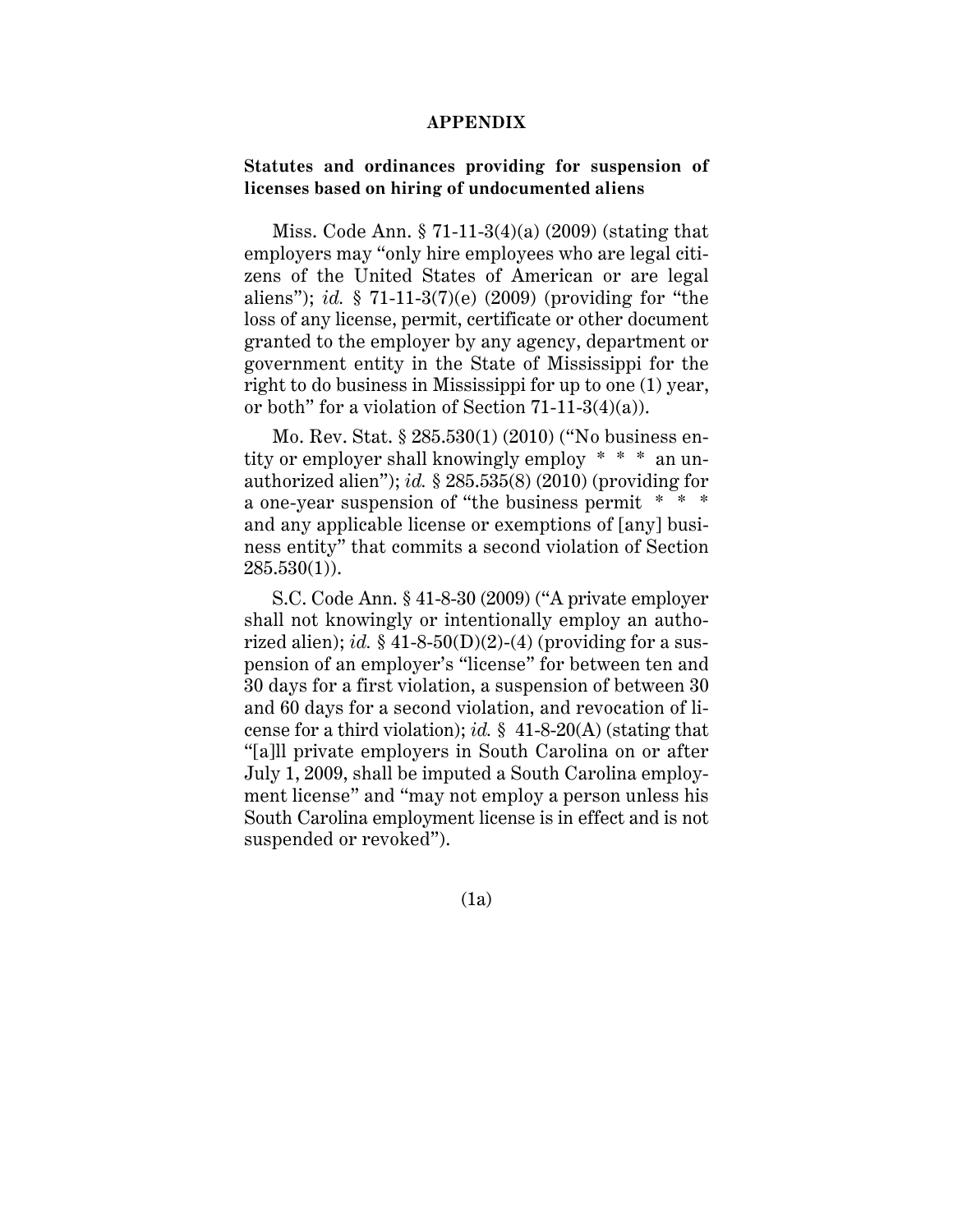# APPENDIX

**Statutes and ordinances providing for suspension of licenses based on hiring of undocumented aliens**

Miss. Code Ann. § 71-11-3(4)(a) (2009) (stating that employers may "only hire employees who are legal citizens of the United States of American or are legal aliens"); *id.* § 71-11-3(7)(e) (2009) (providing for "the loss of any license, permit, certificate or other document granted to the employer by any agency, department or government entity in the State of Mississippi for the right to do business in Mississippi for up to one (1) year, or both" for a violation of Section 71-11-3(4)(a)).

Mo. Rev. Stat. § 285.530(1) (2010) ("No business entity or employer shall knowingly employ * * * an unauthorized alien"); *id.* § 285.535(8) (2010) (providing for a one-year suspension of "the business permit * * * and any applicable license or exemptions of [any] business entity" that commits a second violation of Section 285.530(1)).

S.C. Code Ann. § 41-8-30 (2009) ("A private employer shall not knowingly or intentionally employ an authorized alien); *id.* § 41-8-50(D)(2)-(4) (providing for a suspension of an employer's "license" for between ten and 30 days for a first violation, a suspension of between 30 and 60 days for a second violation, and revocation of license for a third violation); *id.* § 41-8-20(A) (stating that "[a]ll private employers in South Carolina on or after July 1, 2009, shall be imputed a South Carolina employment license" and "may not employ a person unless his South Carolina employment license is in effect and is not suspended or revoked").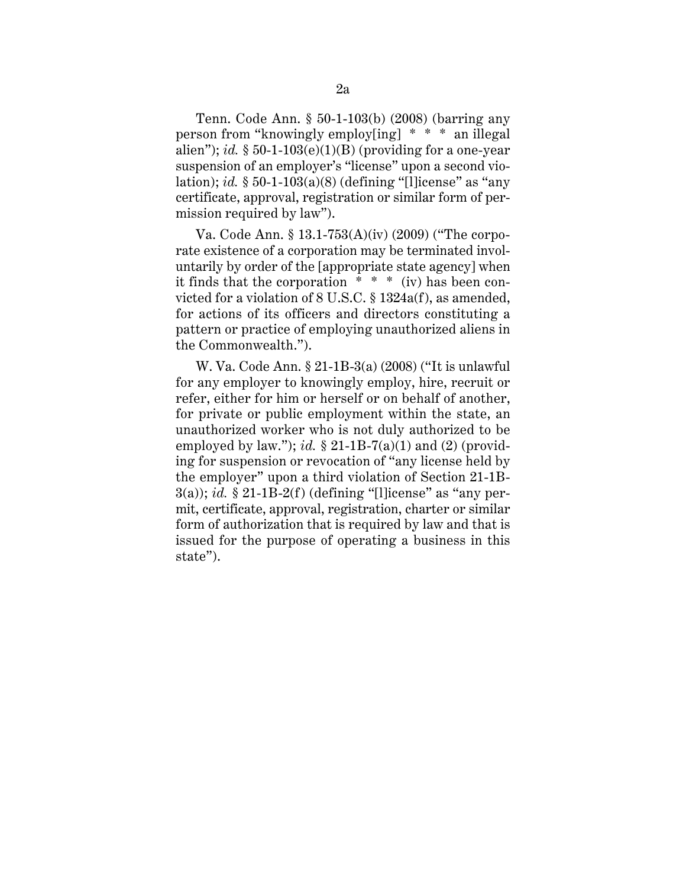Tenn. Code Ann. § 50-1-103(b) (2008) (barring any person from "knowingly employ[ing] * * * an illegal alien"); *id.* § 50-1-103(e)(1)(B) (providing for a one-year suspension of an employer's "license" upon a second violation); *id.* § 50-1-103(a)(8) (defining "[l]icense" as "any certificate, approval, registration or similar form of permission required by law").

Va. Code Ann. § 13.1-753(A)(iv) (2009) ("The corporate existence of a corporation may be terminated involuntarily by order of the [appropriate state agency] when it finds that the corporation * * * (iv) has been convicted for a violation of 8 U.S.C. § 1324a(f), as amended, for actions of its officers and directors constituting a pattern or practice of employing unauthorized aliens in the Commonwealth.").

W. Va. Code Ann. § 21-1B-3(a) (2008) ("It is unlawful for any employer to knowingly employ, hire, recruit or refer, either for him or herself or on behalf of another, for private or public employment within the state, an unauthorized worker who is not duly authorized to be employed by law."); *id.* § 21-1B-7(a)(1) and (2) (providing for suspension or revocation of "any license held by the employer" upon a third violation of Section 21-1B-3(a)); *id.* § 21-1B-2(f) (defining "[l]icense" as "any permit, certificate, approval, registration, charter or similar form of authorization that is required by law and that is issued for the purpose of operating a business in this state").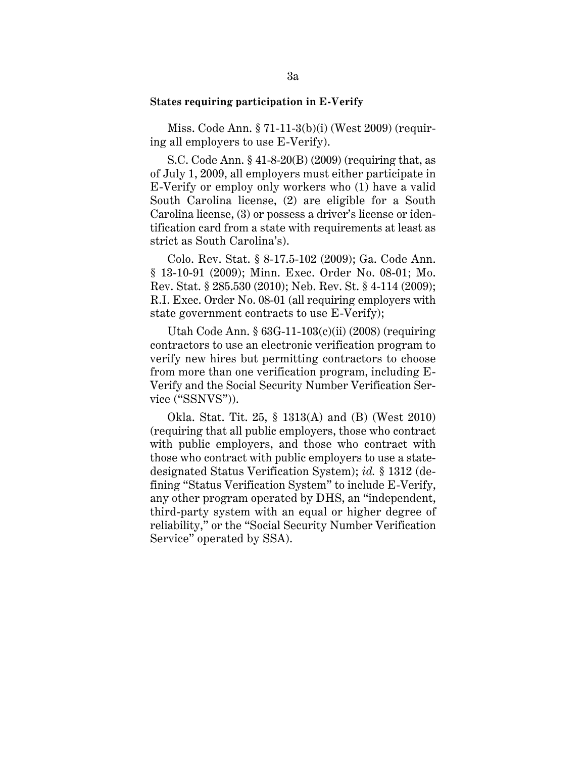**States requiring participation in E-Verify**

Miss. Code Ann. § 71-11-3(b)(i) (West 2009) (requiring all employers to use E-Verify).

S.C. Code Ann. § 41-8-20(B) (2009) (requiring that, as of July 1, 2009, all employers must either participate in E-Verify or employ only workers who (1) have a valid South Carolina license, (2) are eligible for a South Carolina license, (3) or possess a driver's license or identification card from a state with requirements at least as strict as South Carolina's).

Colo. Rev. Stat. § 8-17.5-102 (2009); Ga. Code Ann. § 13-10-91 (2009); Minn. Exec. Order No. 08-01; Mo. Rev. Stat. § 285.530 (2010); Neb. Rev. St. § 4-114 (2009); R.I. Exec. Order No. 08-01 (all requiring employers with state government contracts to use E-Verify);

Utah Code Ann. § 63G-11-103(c)(ii) (2008) (requiring contractors to use an electronic verification program to verify new hires but permitting contractors to choose from more than one verification program, including E-Verify and the Social Security Number Verification Service ("SSNVS")).

Okla. Stat. Tit. 25, § 1313(A) and (B) (West 2010) (requiring that all public employers, those who contract with public employers, and those who contract with those who contract with public employers to use a state-designated Status Verification System); *id.* § 1312 (defining "Status Verification System" to include E-Verify, any other program operated by DHS, an "independent, third-party system with an equal or higher degree of reliability," or the "Social Security Number Verification Service" operated by SSA).